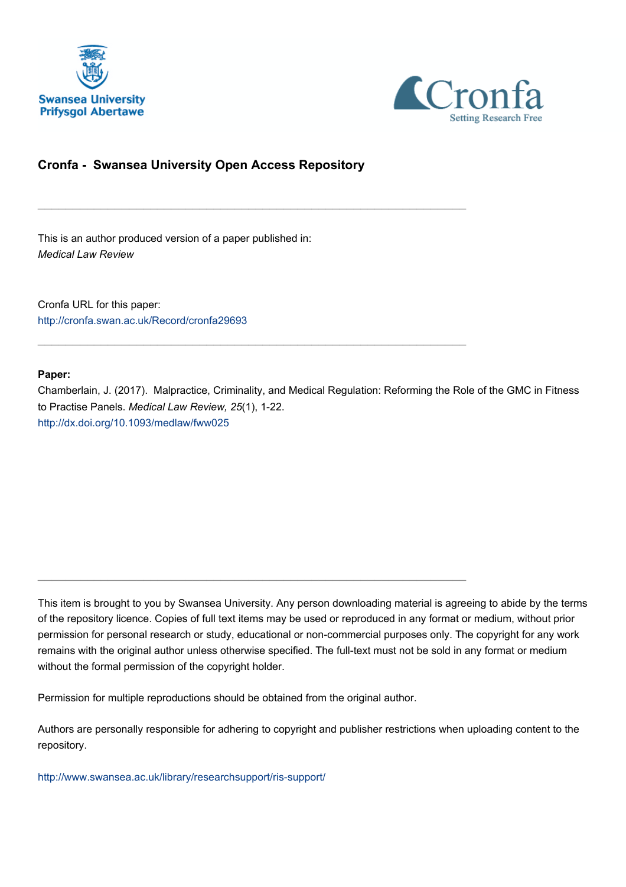Swansea University
Prifysgol Abertawe

Cronfa
Setting Research Free

## Cronfa - Swansea University Open Access Repository

---

This is an author produced version of a paper published in:
*Medical Law Review*

Cronfa URL for this paper:
http://cronfa.swan.ac.uk/Record/cronfa29693

---

**Paper:**
Chamberlain, J. (2017). Malpractice, Criminality, and Medical Regulation: Reforming the Role of the GMC in Fitness to Practise Panels. *Medical Law Review, 25*(1), 1-22.
http://dx.doi.org/10.1093/medlaw/fww025

---

This item is brought to you by Swansea University. Any person downloading material is agreeing to abide by the terms of the repository licence. Copies of full text items may be used or reproduced in any format or medium, without prior permission for personal research or study, educational or non-commercial purposes only. The copyright for any work remains with the original author unless otherwise specified. The full-text must not be sold in any format or medium without the formal permission of the copyright holder.

Permission for multiple reproductions should be obtained from the original author.

Authors are personally responsible for adhering to copyright and publisher restrictions when uploading content to the repository.

http://www.swansea.ac.uk/library/researchsupport/ris-support/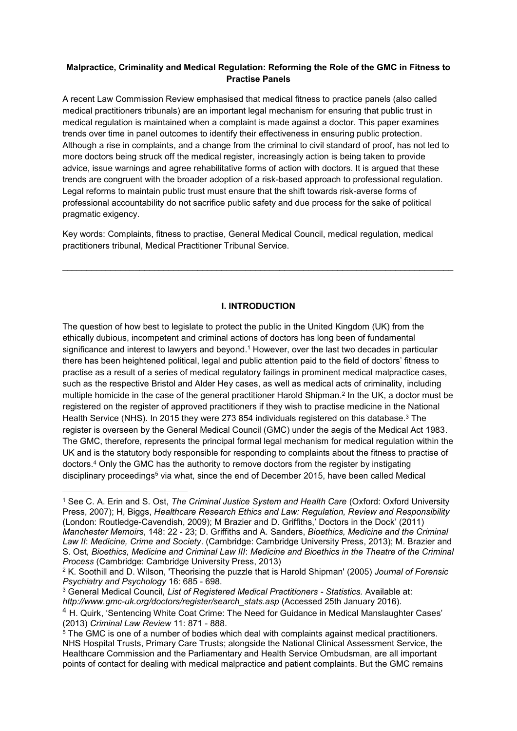**Malpractice, Criminality and Medical Regulation: Reforming the Role of the GMC in Fitness to Practise Panels**

A recent Law Commission Review emphasised that medical fitness to practice panels (also called medical practitioners tribunals) are an important legal mechanism for ensuring that public trust in medical regulation is maintained when a complaint is made against a doctor. This paper examines trends over time in panel outcomes to identify their effectiveness in ensuring public protection. Although a rise in complaints, and a change from the criminal to civil standard of proof, has not led to more doctors being struck off the medical register, increasingly action is being taken to provide advice, issue warnings and agree rehabilitative forms of action with doctors. It is argued that these trends are congruent with the broader adoption of a risk-based approach to professional regulation. Legal reforms to maintain public trust must ensure that the shift towards risk-averse forms of professional accountability do not sacrifice public safety and due process for the sake of political pragmatic exigency.

Key words: Complaints, fitness to practise, General Medical Council, medical regulation, medical practitioners tribunal, Medical Practitioner Tribunal Service.

---

## I. INTRODUCTION

The question of how best to legislate to protect the public in the United Kingdom (UK) from the ethically dubious, incompetent and criminal actions of doctors has long been of fundamental significance and interest to lawyers and beyond.[1] However, over the last two decades in particular there has been heightened political, legal and public attention paid to the field of doctors' fitness to practise as a result of a series of medical regulatory failings in prominent medical malpractice cases, such as the respective Bristol and Alder Hey cases, as well as medical acts of criminality, including multiple homicide in the case of the general practitioner Harold Shipman.[2] In the UK, a doctor must be registered on the register of approved practitioners if they wish to practise medicine in the National Health Service (NHS). In 2015 they were 273 854 individuals registered on this database.[3] The register is overseen by the General Medical Council (GMC) under the aegis of the Medical Act 1983. The GMC, therefore, represents the principal formal legal mechanism for medical regulation within the UK and is the statutory body responsible for responding to complaints about the fitness to practise of doctors.[4] Only the GMC has the authority to remove doctors from the register by instigating disciplinary proceedings[5] via what, since the end of December 2015, have been called Medical

---

[1] See C. A. Erin and S. Ost, *The Criminal Justice System and Health Care* (Oxford: Oxford University Press, 2007); H, Biggs, *Healthcare Research Ethics and Law: Regulation, Review and Responsibility* (London: Routledge-Cavendish, 2009); M Brazier and D. Griffiths,' Doctors in the Dock' (2011) *Manchester Memoirs*, 148: 22 - 23; D. Griffiths and A. Sanders, *Bioethics, Medicine and the Criminal Law II*: *Medicine, Crime and Society*. (Cambridge: Cambridge University Press, 2013); M. Brazier and S. Ost, *Bioethics, Medicine and Criminal Law III*: *Medicine and Bioethics in the Theatre of the Criminal Process* (Cambridge: Cambridge University Press, 2013)

[2] K. Soothill and D. Wilson, 'Theorising the puzzle that is Harold Shipman' (2005) *Journal of Forensic Psychiatry and Psychology* 16: 685 - 698.

[3] General Medical Council, *List of Registered Medical Practitioners - Statistics.* Available at: *http://www.gmc-uk.org/doctors/register/search_stats.asp* (Accessed 25th January 2016).

[4] H. Quirk, 'Sentencing White Coat Crime: The Need for Guidance in Medical Manslaughter Cases' (2013) *Criminal Law Review* 11: 871 - 888.

[5] The GMC is one of a number of bodies which deal with complaints against medical practitioners. NHS Hospital Trusts, Primary Care Trusts; alongside the National Clinical Assessment Service, the Healthcare Commission and the Parliamentary and Health Service Ombudsman, are all important points of contact for dealing with medical malpractice and patient complaints. But the GMC remains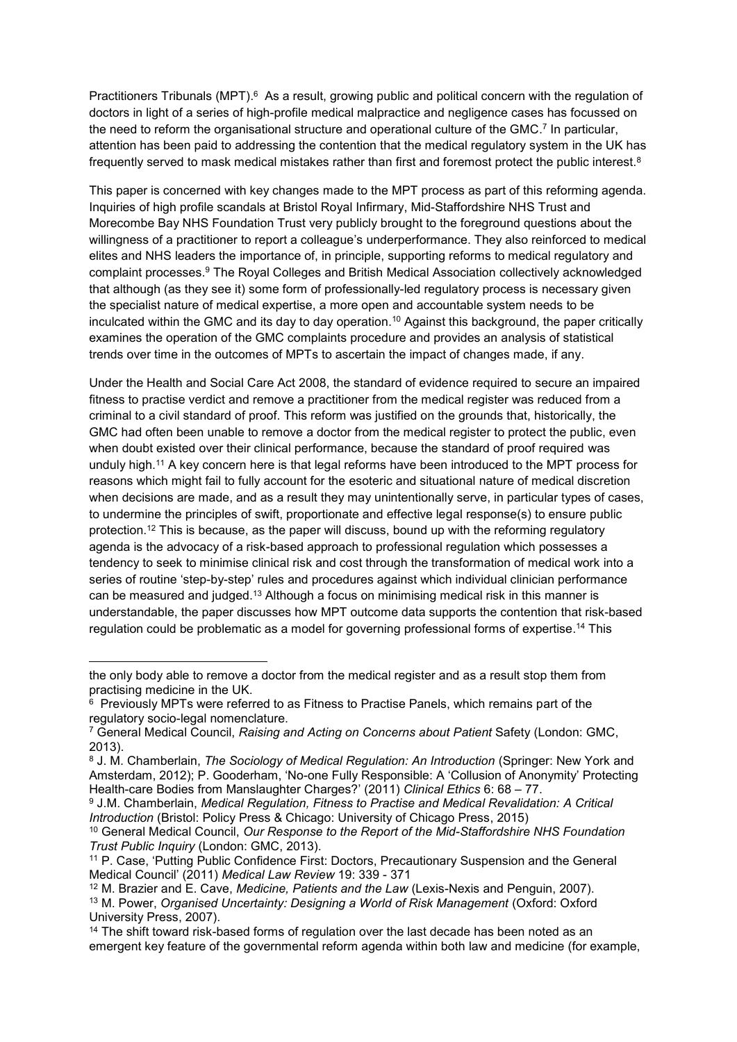Practitioners Tribunals (MPT).[6] As a result, growing public and political concern with the regulation of doctors in light of a series of high-profile medical malpractice and negligence cases has focussed on the need to reform the organisational structure and operational culture of the GMC.[7] In particular, attention has been paid to addressing the contention that the medical regulatory system in the UK has frequently served to mask medical mistakes rather than first and foremost protect the public interest.[8]

This paper is concerned with key changes made to the MPT process as part of this reforming agenda. Inquiries of high profile scandals at Bristol Royal Infirmary, Mid-Staffordshire NHS Trust and Morecombe Bay NHS Foundation Trust very publicly brought to the foreground questions about the willingness of a practitioner to report a colleague's underperformance. They also reinforced to medical elites and NHS leaders the importance of, in principle, supporting reforms to medical regulatory and complaint processes.[9] The Royal Colleges and British Medical Association collectively acknowledged that although (as they see it) some form of professionally-led regulatory process is necessary given the specialist nature of medical expertise, a more open and accountable system needs to be inculcated within the GMC and its day to day operation.[10] Against this background, the paper critically examines the operation of the GMC complaints procedure and provides an analysis of statistical trends over time in the outcomes of MPTs to ascertain the impact of changes made, if any.

Under the Health and Social Care Act 2008, the standard of evidence required to secure an impaired fitness to practise verdict and remove a practitioner from the medical register was reduced from a criminal to a civil standard of proof. This reform was justified on the grounds that, historically, the GMC had often been unable to remove a doctor from the medical register to protect the public, even when doubt existed over their clinical performance, because the standard of proof required was unduly high.[11] A key concern here is that legal reforms have been introduced to the MPT process for reasons which might fail to fully account for the esoteric and situational nature of medical discretion when decisions are made, and as a result they may unintentionally serve, in particular types of cases, to undermine the principles of swift, proportionate and effective legal response(s) to ensure public protection.[12] This is because, as the paper will discuss, bound up with the reforming regulatory agenda is the advocacy of a risk-based approach to professional regulation which possesses a tendency to seek to minimise clinical risk and cost through the transformation of medical work into a series of routine 'step-by-step' rules and procedures against which individual clinician performance can be measured and judged.[13] Although a focus on minimising medical risk in this manner is understandable, the paper discusses how MPT outcome data supports the contention that risk-based regulation could be problematic as a model for governing professional forms of expertise.[14] This

---

the only body able to remove a doctor from the medical register and as a result stop them from practising medicine in the UK.

[6] Previously MPTs were referred to as Fitness to Practise Panels, which remains part of the regulatory socio-legal nomenclature.

[7] General Medical Council, *Raising and Acting on Concerns about Patient* Safety (London: GMC, 2013).

[8] J. M. Chamberlain, *The Sociology of Medical Regulation: An Introduction* (Springer: New York and Amsterdam, 2012); P. Gooderham, 'No-one Fully Responsible: A 'Collusion of Anonymity' Protecting Health-care Bodies from Manslaughter Charges?' (2011) *Clinical Ethics* 6: 68 – 77.

[9] J.M. Chamberlain, *Medical Regulation, Fitness to Practise and Medical Revalidation: A Critical Introduction* (Bristol: Policy Press & Chicago: University of Chicago Press, 2015)

[10] General Medical Council, *Our Response to the Report of the Mid-Staffordshire NHS Foundation Trust Public Inquiry* (London: GMC, 2013).

[11] P. Case, 'Putting Public Confidence First: Doctors, Precautionary Suspension and the General Medical Council' (2011) *Medical Law Review* 19: 339 - 371

[12] M. Brazier and E. Cave, *Medicine, Patients and the Law* (Lexis-Nexis and Penguin, 2007).

[13] M. Power, *Organised Uncertainty: Designing a World of Risk Management* (Oxford: Oxford University Press, 2007).

[14] The shift toward risk-based forms of regulation over the last decade has been noted as an emergent key feature of the governmental reform agenda within both law and medicine (for example,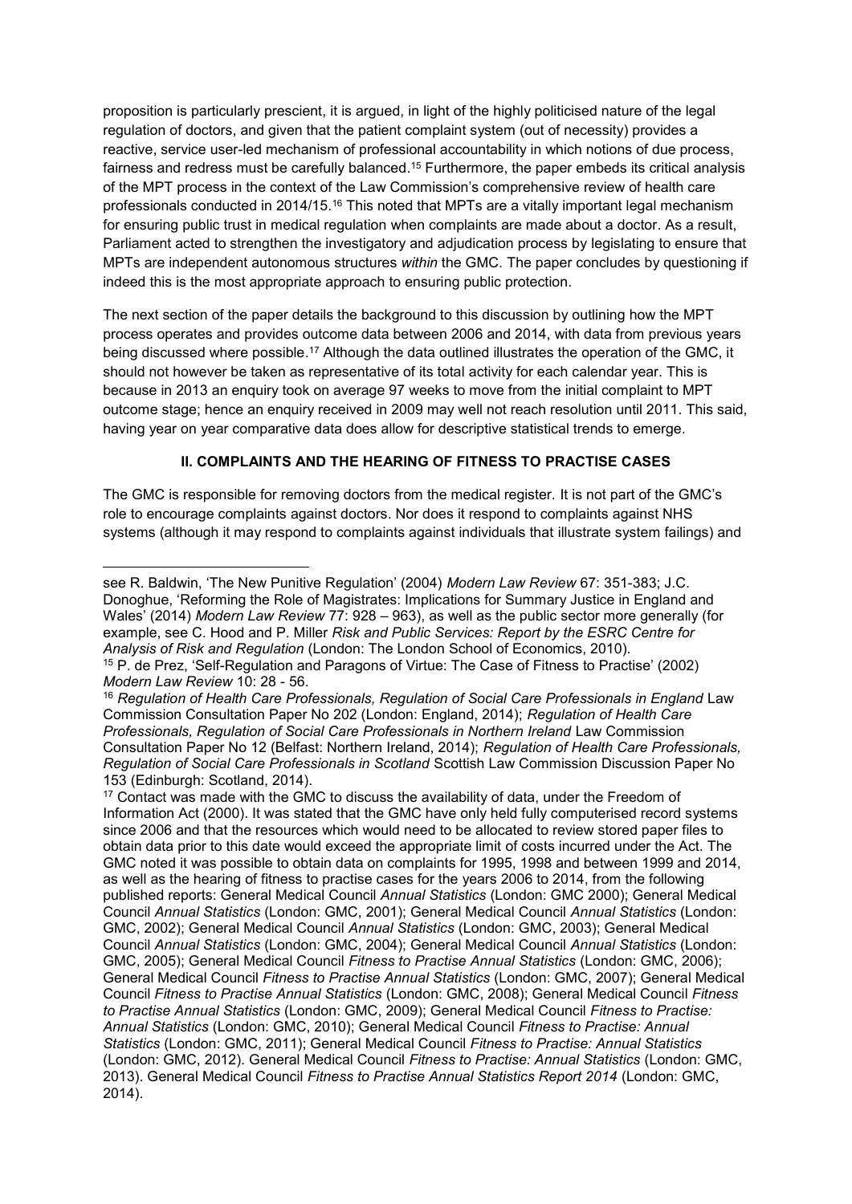proposition is particularly prescient, it is argued, in light of the highly politicised nature of the legal regulation of doctors, and given that the patient complaint system (out of necessity) provides a reactive, service user-led mechanism of professional accountability in which notions of due process, fairness and redress must be carefully balanced.[15] Furthermore, the paper embeds its critical analysis of the MPT process in the context of the Law Commission's comprehensive review of health care professionals conducted in 2014/15.[16] This noted that MPTs are a vitally important legal mechanism for ensuring public trust in medical regulation when complaints are made about a doctor. As a result, Parliament acted to strengthen the investigatory and adjudication process by legislating to ensure that MPTs are independent autonomous structures *within* the GMC. The paper concludes by questioning if indeed this is the most appropriate approach to ensuring public protection.

The next section of the paper details the background to this discussion by outlining how the MPT process operates and provides outcome data between 2006 and 2014, with data from previous years being discussed where possible.[17] Although the data outlined illustrates the operation of the GMC, it should not however be taken as representative of its total activity for each calendar year. This is because in 2013 an enquiry took on average 97 weeks to move from the initial complaint to MPT outcome stage; hence an enquiry received in 2009 may well not reach resolution until 2011. This said, having year on year comparative data does allow for descriptive statistical trends to emerge.

## II. COMPLAINTS AND THE HEARING OF FITNESS TO PRACTISE CASES

The GMC is responsible for removing doctors from the medical register. It is not part of the GMC's role to encourage complaints against doctors. Nor does it respond to complaints against NHS systems (although it may respond to complaints against individuals that illustrate system failings) and

---

see R. Baldwin, 'The New Punitive Regulation' (2004) *Modern Law Review* 67: 351-383; J.C. Donoghue, 'Reforming the Role of Magistrates: Implications for Summary Justice in England and Wales' (2014) *Modern Law Review* 77: 928 – 963), as well as the public sector more generally (for example, see C. Hood and P. Miller *Risk and Public Services: Report by the ESRC Centre for Analysis of Risk and Regulation* (London: The London School of Economics, 2010).

[15] P. de Prez, 'Self-Regulation and Paragons of Virtue: The Case of Fitness to Practise' (2002) *Modern Law Review* 10: 28 - 56.

[16] *Regulation of Health Care Professionals, Regulation of Social Care Professionals in England* Law Commission Consultation Paper No 202 (London: England, 2014); *Regulation of Health Care Professionals, Regulation of Social Care Professionals in Northern Ireland* Law Commission Consultation Paper No 12 (Belfast: Northern Ireland, 2014); *Regulation of Health Care Professionals, Regulation of Social Care Professionals in Scotland* Scottish Law Commission Discussion Paper No 153 (Edinburgh: Scotland, 2014).

[17] Contact was made with the GMC to discuss the availability of data, under the Freedom of Information Act (2000). It was stated that the GMC have only held fully computerised record systems since 2006 and that the resources which would need to be allocated to review stored paper files to obtain data prior to this date would exceed the appropriate limit of costs incurred under the Act. The GMC noted it was possible to obtain data on complaints for 1995, 1998 and between 1999 and 2014, as well as the hearing of fitness to practise cases for the years 2006 to 2014, from the following published reports: General Medical Council *Annual Statistics* (London: GMC 2000); General Medical Council *Annual Statistics* (London: GMC, 2001); General Medical Council *Annual Statistics* (London: GMC, 2002); General Medical Council *Annual Statistics* (London: GMC, 2003); General Medical Council *Annual Statistics* (London: GMC, 2004); General Medical Council *Annual Statistics* (London: GMC, 2005); General Medical Council *Fitness to Practise Annual Statistics* (London: GMC, 2006); General Medical Council *Fitness to Practise Annual Statistics* (London: GMC, 2007); General Medical Council *Fitness to Practise Annual Statistics* (London: GMC, 2008); General Medical Council *Fitness to Practise Annual Statistics* (London: GMC, 2009); General Medical Council *Fitness to Practise: Annual Statistics* (London: GMC, 2010); General Medical Council *Fitness to Practise: Annual Statistics* (London: GMC, 2011); General Medical Council *Fitness to Practise: Annual Statistics* (London: GMC, 2012). General Medical Council *Fitness to Practise: Annual Statistics* (London: GMC, 2013). General Medical Council *Fitness to Practise Annual Statistics Report 2014* (London: GMC, 2014).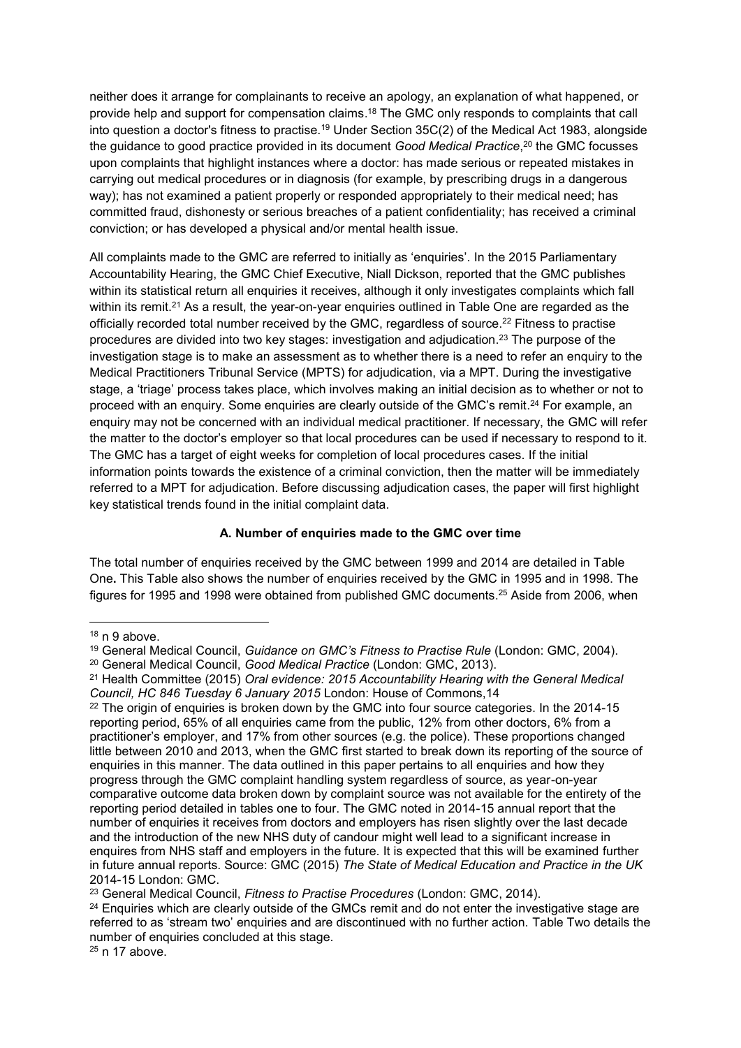neither does it arrange for complainants to receive an apology, an explanation of what happened, or provide help and support for compensation claims.[18] The GMC only responds to complaints that call into question a doctor's fitness to practise.[19] Under Section 35C(2) of the Medical Act 1983, alongside the guidance to good practice provided in its document *Good Medical Practice*,[20] the GMC focusses upon complaints that highlight instances where a doctor: has made serious or repeated mistakes in carrying out medical procedures or in diagnosis (for example, by prescribing drugs in a dangerous way); has not examined a patient properly or responded appropriately to their medical need; has committed fraud, dishonesty or serious breaches of a patient confidentiality; has received a criminal conviction; or has developed a physical and/or mental health issue.

All complaints made to the GMC are referred to initially as 'enquiries'. In the 2015 Parliamentary Accountability Hearing, the GMC Chief Executive, Niall Dickson, reported that the GMC publishes within its statistical return all enquiries it receives, although it only investigates complaints which fall within its remit.[21] As a result, the year-on-year enquiries outlined in Table One are regarded as the officially recorded total number received by the GMC, regardless of source.[22] Fitness to practise procedures are divided into two key stages: investigation and adjudication.[23] The purpose of the investigation stage is to make an assessment as to whether there is a need to refer an enquiry to the Medical Practitioners Tribunal Service (MPTS) for adjudication, via a MPT. During the investigative stage, a 'triage' process takes place, which involves making an initial decision as to whether or not to proceed with an enquiry. Some enquiries are clearly outside of the GMC's remit.[24] For example, an enquiry may not be concerned with an individual medical practitioner. If necessary, the GMC will refer the matter to the doctor's employer so that local procedures can be used if necessary to respond to it. The GMC has a target of eight weeks for completion of local procedures cases. If the initial information points towards the existence of a criminal conviction, then the matter will be immediately referred to a MPT for adjudication. Before discussing adjudication cases, the paper will first highlight key statistical trends found in the initial complaint data.

**A. Number of enquiries made to the GMC over time**

The total number of enquiries received by the GMC between 1999 and 2014 are detailed in Table One**.** This Table also shows the number of enquiries received by the GMC in 1995 and in 1998. The figures for 1995 and 1998 were obtained from published GMC documents.[25] Aside from 2006, when

---

[18] n 9 above.

[19] General Medical Council, *Guidance on GMC's Fitness to Practise Rule* (London: GMC, 2004).

[20] General Medical Council, *Good Medical Practice* (London: GMC, 2013).

[21] Health Committee (2015) *Oral evidence: 2015 Accountability Hearing with the General Medical Council, HC 846 Tuesday 6 January 2015* London: House of Commons,14

[22] The origin of enquiries is broken down by the GMC into four source categories. In the 2014-15 reporting period, 65% of all enquiries came from the public, 12% from other doctors, 6% from a practitioner's employer, and 17% from other sources (e.g. the police). These proportions changed little between 2010 and 2013, when the GMC first started to break down its reporting of the source of enquiries in this manner. The data outlined in this paper pertains to all enquiries and how they progress through the GMC complaint handling system regardless of source, as year-on-year comparative outcome data broken down by complaint source was not available for the entirety of the reporting period detailed in tables one to four. The GMC noted in 2014-15 annual report that the number of enquiries it receives from doctors and employers has risen slightly over the last decade and the introduction of the new NHS duty of candour might well lead to a significant increase in enquires from NHS staff and employers in the future. It is expected that this will be examined further in future annual reports. Source: GMC (2015) *The State of Medical Education and Practice in the UK* 2014-15 London: GMC.

[23] General Medical Council, *Fitness to Practise Procedures* (London: GMC, 2014).

[24] Enquiries which are clearly outside of the GMCs remit and do not enter the investigative stage are referred to as 'stream two' enquiries and are discontinued with no further action. Table Two details the number of enquiries concluded at this stage.

[25] n 17 above.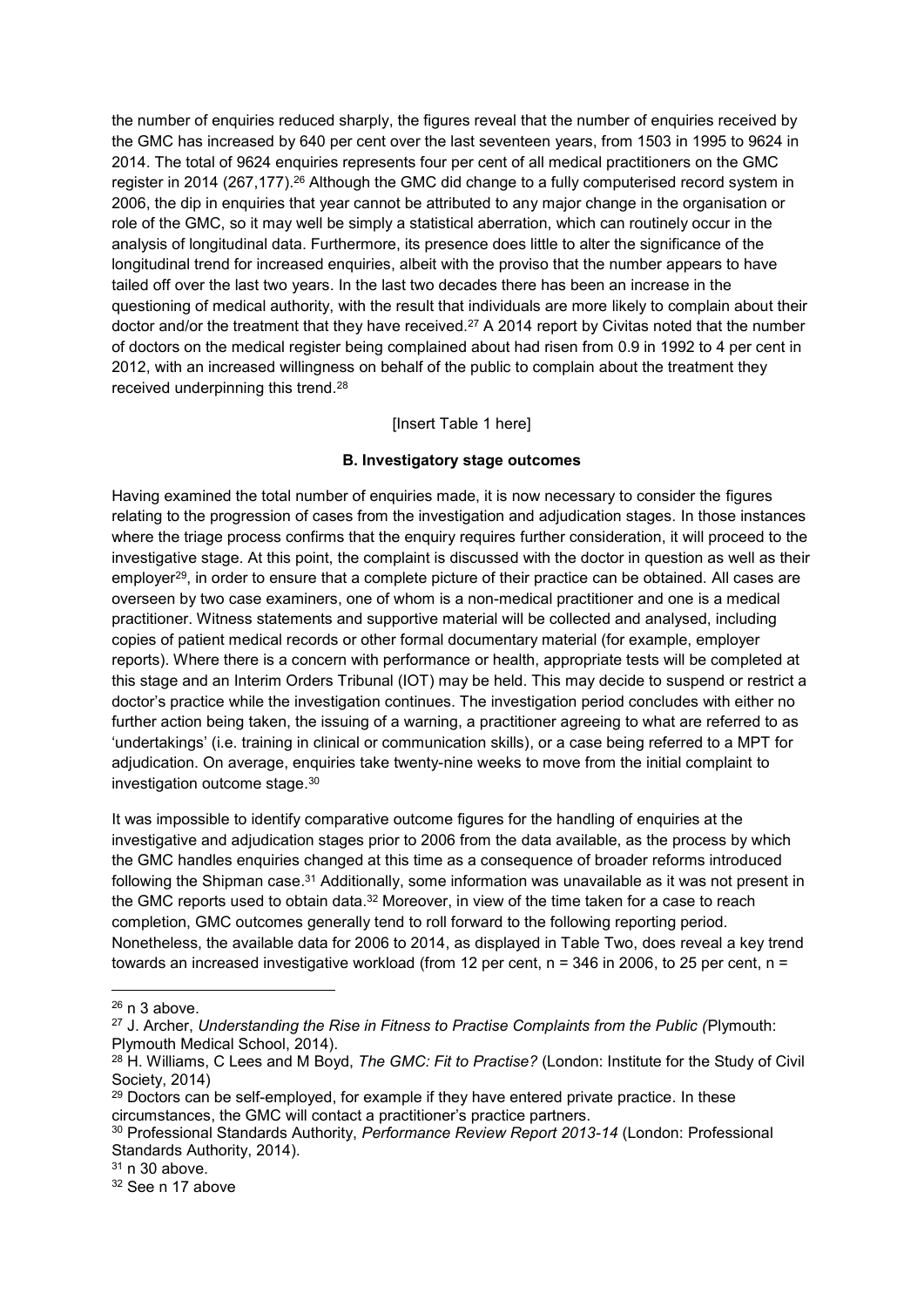the number of enquiries reduced sharply, the figures reveal that the number of enquiries received by the GMC has increased by 640 per cent over the last seventeen years, from 1503 in 1995 to 9624 in 2014. The total of 9624 enquiries represents four per cent of all medical practitioners on the GMC register in 2014 (267,177).[26] Although the GMC did change to a fully computerised record system in 2006, the dip in enquiries that year cannot be attributed to any major change in the organisation or role of the GMC, so it may well be simply a statistical aberration, which can routinely occur in the analysis of longitudinal data. Furthermore, its presence does little to alter the significance of the longitudinal trend for increased enquiries, albeit with the proviso that the number appears to have tailed off over the last two years. In the last two decades there has been an increase in the questioning of medical authority, with the result that individuals are more likely to complain about their doctor and/or the treatment that they have received.[27] A 2014 report by Civitas noted that the number of doctors on the medical register being complained about had risen from 0.9 in 1992 to 4 per cent in 2012, with an increased willingness on behalf of the public to complain about the treatment they received underpinning this trend.[28]

[Insert Table 1 here]

### B. Investigatory stage outcomes

Having examined the total number of enquiries made, it is now necessary to consider the figures relating to the progression of cases from the investigation and adjudication stages. In those instances where the triage process confirms that the enquiry requires further consideration, it will proceed to the investigative stage. At this point, the complaint is discussed with the doctor in question as well as their employer[29], in order to ensure that a complete picture of their practice can be obtained. All cases are overseen by two case examiners, one of whom is a non-medical practitioner and one is a medical practitioner. Witness statements and supportive material will be collected and analysed, including copies of patient medical records or other formal documentary material (for example, employer reports). Where there is a concern with performance or health, appropriate tests will be completed at this stage and an Interim Orders Tribunal (IOT) may be held. This may decide to suspend or restrict a doctor's practice while the investigation continues. The investigation period concludes with either no further action being taken, the issuing of a warning, a practitioner agreeing to what are referred to as 'undertakings' (i.e. training in clinical or communication skills), or a case being referred to a MPT for adjudication. On average, enquiries take twenty-nine weeks to move from the initial complaint to investigation outcome stage.[30]

It was impossible to identify comparative outcome figures for the handling of enquiries at the investigative and adjudication stages prior to 2006 from the data available, as the process by which the GMC handles enquiries changed at this time as a consequence of broader reforms introduced following the Shipman case.[31] Additionally, some information was unavailable as it was not present in the GMC reports used to obtain data.[32] Moreover, in view of the time taken for a case to reach completion, GMC outcomes generally tend to roll forward to the following reporting period. Nonetheless, the available data for 2006 to 2014, as displayed in Table Two, does reveal a key trend towards an increased investigative workload (from 12 per cent, n = 346 in 2006, to 25 per cent, n =

---

[26] n 3 above.

[27] J. Archer, *Understanding the Rise in Fitness to Practise Complaints from the Public (*Plymouth: Plymouth Medical School, 2014).

[28] H. Williams, C Lees and M Boyd, *The GMC: Fit to Practise?* (London: Institute for the Study of Civil Society, 2014)

[29] Doctors can be self-employed, for example if they have entered private practice. In these circumstances, the GMC will contact a practitioner's practice partners.

[30] Professional Standards Authority, *Performance Review Report 2013-14* (London: Professional Standards Authority, 2014).

[31] n 30 above.

[32] See n 17 above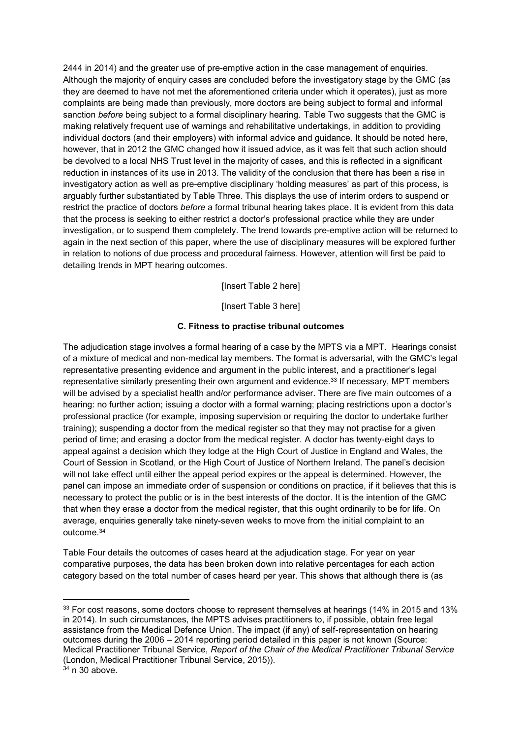2444 in 2014) and the greater use of pre-emptive action in the case management of enquiries. Although the majority of enquiry cases are concluded before the investigatory stage by the GMC (as they are deemed to have not met the aforementioned criteria under which it operates), just as more complaints are being made than previously, more doctors are being subject to formal and informal sanction *before* being subject to a formal disciplinary hearing. Table Two suggests that the GMC is making relatively frequent use of warnings and rehabilitative undertakings, in addition to providing individual doctors (and their employers) with informal advice and guidance. It should be noted here, however, that in 2012 the GMC changed how it issued advice, as it was felt that such action should be devolved to a local NHS Trust level in the majority of cases, and this is reflected in a significant reduction in instances of its use in 2013. The validity of the conclusion that there has been a rise in investigatory action as well as pre-emptive disciplinary 'holding measures' as part of this process, is arguably further substantiated by Table Three. This displays the use of interim orders to suspend or restrict the practice of doctors *before* a formal tribunal hearing takes place. It is evident from this data that the process is seeking to either restrict a doctor's professional practice while they are under investigation, or to suspend them completely. The trend towards pre-emptive action will be returned to again in the next section of this paper, where the use of disciplinary measures will be explored further in relation to notions of due process and procedural fairness. However, attention will first be paid to detailing trends in MPT hearing outcomes.

[Insert Table 2 here]

[Insert Table 3 here]

### C. Fitness to practise tribunal outcomes

The adjudication stage involves a formal hearing of a case by the MPTS via a MPT. Hearings consist of a mixture of medical and non-medical lay members. The format is adversarial, with the GMC's legal representative presenting evidence and argument in the public interest, and a practitioner's legal representative similarly presenting their own argument and evidence.[33] If necessary, MPT members will be advised by a specialist health and/or performance adviser. There are five main outcomes of a hearing: no further action; issuing a doctor with a formal warning; placing restrictions upon a doctor's professional practice (for example, imposing supervision or requiring the doctor to undertake further training); suspending a doctor from the medical register so that they may not practise for a given period of time; and erasing a doctor from the medical register. A doctor has twenty-eight days to appeal against a decision which they lodge at the High Court of Justice in England and Wales, the Court of Session in Scotland, or the High Court of Justice of Northern Ireland. The panel's decision will not take effect until either the appeal period expires or the appeal is determined. However, the panel can impose an immediate order of suspension or conditions on practice, if it believes that this is necessary to protect the public or is in the best interests of the doctor. It is the intention of the GMC that when they erase a doctor from the medical register, that this ought ordinarily to be for life. On average, enquiries generally take ninety-seven weeks to move from the initial complaint to an outcome.[34]

Table Four details the outcomes of cases heard at the adjudication stage. For year on year comparative purposes, the data has been broken down into relative percentages for each action category based on the total number of cases heard per year. This shows that although there is (as

---

[33] For cost reasons, some doctors choose to represent themselves at hearings (14% in 2015 and 13% in 2014). In such circumstances, the MPTS advises practitioners to, if possible, obtain free legal assistance from the Medical Defence Union. The impact (if any) of self-representation on hearing outcomes during the 2006 – 2014 reporting period detailed in this paper is not known (Source: Medical Practitioner Tribunal Service, *Report of the Chair of the Medical Practitioner Tribunal Service* (London, Medical Practitioner Tribunal Service, 2015)).

[34] n 30 above.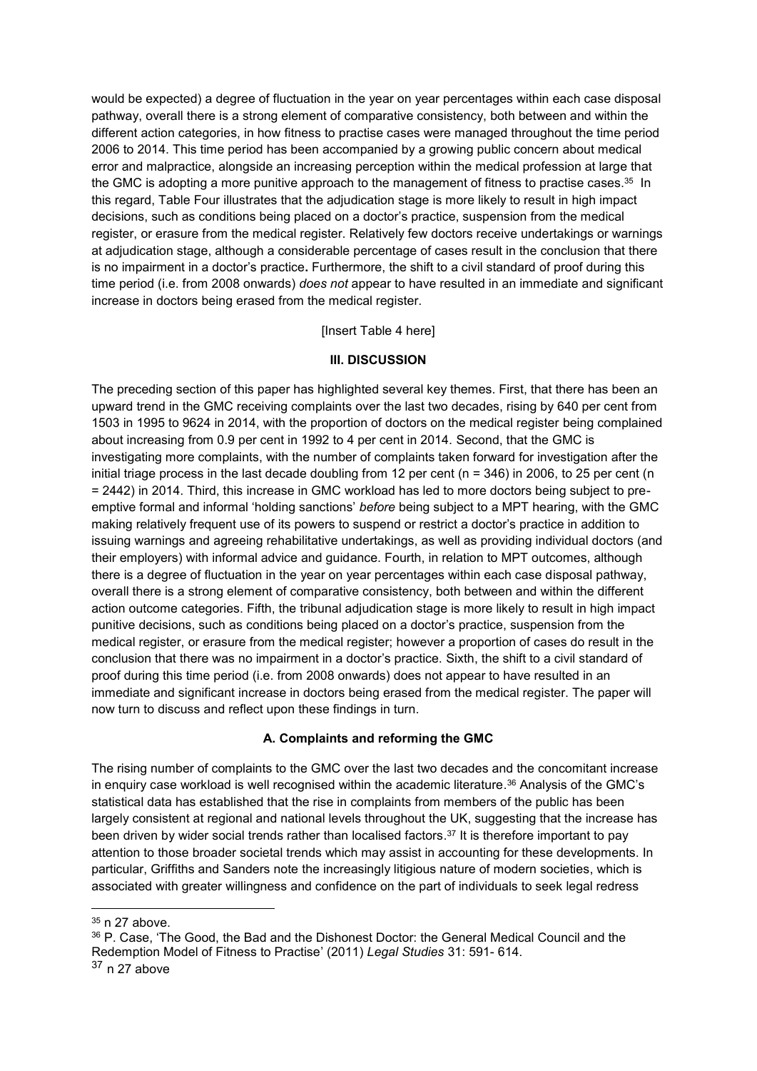would be expected) a degree of fluctuation in the year on year percentages within each case disposal pathway, overall there is a strong element of comparative consistency, both between and within the different action categories, in how fitness to practise cases were managed throughout the time period 2006 to 2014. This time period has been accompanied by a growing public concern about medical error and malpractice, alongside an increasing perception within the medical profession at large that the GMC is adopting a more punitive approach to the management of fitness to practise cases.[35] In this regard, Table Four illustrates that the adjudication stage is more likely to result in high impact decisions, such as conditions being placed on a doctor's practice, suspension from the medical register, or erasure from the medical register. Relatively few doctors receive undertakings or warnings at adjudication stage, although a considerable percentage of cases result in the conclusion that there is no impairment in a doctor's practice**.** Furthermore, the shift to a civil standard of proof during this time period (i.e. from 2008 onwards) *does not* appear to have resulted in an immediate and significant increase in doctors being erased from the medical register.

[Insert Table 4 here]

## III. DISCUSSION

The preceding section of this paper has highlighted several key themes. First, that there has been an upward trend in the GMC receiving complaints over the last two decades, rising by 640 per cent from 1503 in 1995 to 9624 in 2014, with the proportion of doctors on the medical register being complained about increasing from 0.9 per cent in 1992 to 4 per cent in 2014. Second, that the GMC is investigating more complaints, with the number of complaints taken forward for investigation after the initial triage process in the last decade doubling from 12 per cent (n = 346) in 2006, to 25 per cent (n = 2442) in 2014. Third, this increase in GMC workload has led to more doctors being subject to pre-emptive formal and informal 'holding sanctions' *before* being subject to a MPT hearing, with the GMC making relatively frequent use of its powers to suspend or restrict a doctor's practice in addition to issuing warnings and agreeing rehabilitative undertakings, as well as providing individual doctors (and their employers) with informal advice and guidance. Fourth, in relation to MPT outcomes, although there is a degree of fluctuation in the year on year percentages within each case disposal pathway, overall there is a strong element of comparative consistency, both between and within the different action outcome categories. Fifth, the tribunal adjudication stage is more likely to result in high impact punitive decisions, such as conditions being placed on a doctor's practice, suspension from the medical register, or erasure from the medical register; however a proportion of cases do result in the conclusion that there was no impairment in a doctor's practice. Sixth, the shift to a civil standard of proof during this time period (i.e. from 2008 onwards) does not appear to have resulted in an immediate and significant increase in doctors being erased from the medical register. The paper will now turn to discuss and reflect upon these findings in turn.

### A. Complaints and reforming the GMC

The rising number of complaints to the GMC over the last two decades and the concomitant increase in enquiry case workload is well recognised within the academic literature.[36] Analysis of the GMC's statistical data has established that the rise in complaints from members of the public has been largely consistent at regional and national levels throughout the UK, suggesting that the increase has been driven by wider social trends rather than localised factors.[37] It is therefore important to pay attention to those broader societal trends which may assist in accounting for these developments. In particular, Griffiths and Sanders note the increasingly litigious nature of modern societies, which is associated with greater willingness and confidence on the part of individuals to seek legal redress

[35] n 27 above.

[36] P. Case, 'The Good, the Bad and the Dishonest Doctor: the General Medical Council and the Redemption Model of Fitness to Practise' (2011) *Legal Studies* 31: 591- 614.

[37] n 27 above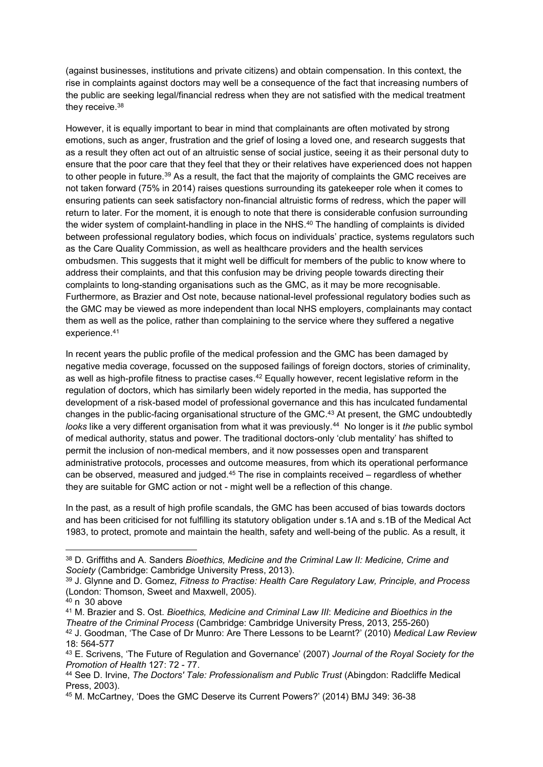(against businesses, institutions and private citizens) and obtain compensation. In this context, the rise in complaints against doctors may well be a consequence of the fact that increasing numbers of the public are seeking legal/financial redress when they are not satisfied with the medical treatment they receive.[38]

However, it is equally important to bear in mind that complainants are often motivated by strong emotions, such as anger, frustration and the grief of losing a loved one, and research suggests that as a result they often act out of an altruistic sense of social justice, seeing it as their personal duty to ensure that the poor care that they feel that they or their relatives have experienced does not happen to other people in future.[39] As a result, the fact that the majority of complaints the GMC receives are not taken forward (75% in 2014) raises questions surrounding its gatekeeper role when it comes to ensuring patients can seek satisfactory non-financial altruistic forms of redress, which the paper will return to later. For the moment, it is enough to note that there is considerable confusion surrounding the wider system of complaint-handling in place in the NHS.[40] The handling of complaints is divided between professional regulatory bodies, which focus on individuals' practice, systems regulators such as the Care Quality Commission, as well as healthcare providers and the health services ombudsmen. This suggests that it might well be difficult for members of the public to know where to address their complaints, and that this confusion may be driving people towards directing their complaints to long-standing organisations such as the GMC, as it may be more recognisable. Furthermore, as Brazier and Ost note, because national-level professional regulatory bodies such as the GMC may be viewed as more independent than local NHS employers, complainants may contact them as well as the police, rather than complaining to the service where they suffered a negative experience.[41]

In recent years the public profile of the medical profession and the GMC has been damaged by negative media coverage, focussed on the supposed failings of foreign doctors, stories of criminality, as well as high-profile fitness to practise cases.[42] Equally however, recent legislative reform in the regulation of doctors, which has similarly been widely reported in the media, has supported the development of a risk-based model of professional governance and this has inculcated fundamental changes in the public-facing organisational structure of the GMC.[43] At present, the GMC undoubtedly *looks* like a very different organisation from what it was previously.[44] No longer is it *the* public symbol of medical authority, status and power. The traditional doctors-only 'club mentality' has shifted to permit the inclusion of non-medical members, and it now possesses open and transparent administrative protocols, processes and outcome measures, from which its operational performance can be observed, measured and judged.[45] The rise in complaints received – regardless of whether they are suitable for GMC action or not - might well be a reflection of this change.

In the past, as a result of high profile scandals, the GMC has been accused of bias towards doctors and has been criticised for not fulfilling its statutory obligation under s.1A and s.1B of the Medical Act 1983, to protect, promote and maintain the health, safety and well-being of the public. As a result, it

---

[38] D. Griffiths and A. Sanders *Bioethics, Medicine and the Criminal Law II: Medicine, Crime and Society* (Cambridge: Cambridge University Press, 2013).

[39] J. Glynne and D. Gomez, *Fitness to Practise: Health Care Regulatory Law, Principle, and Process* (London: Thomson, Sweet and Maxwell, 2005).

[40] n 30 above

[41] M. Brazier and S. Ost. *Bioethics, Medicine and Criminal Law III*: *Medicine and Bioethics in the Theatre of the Criminal Process* (Cambridge: Cambridge University Press, 2013, 255-260)

[42] J. Goodman, 'The Case of Dr Munro: Are There Lessons to be Learnt?' (2010) *Medical Law Review* 18: 564-577

[43] E. Scrivens, 'The Future of Regulation and Governance' (2007) *Journal of the Royal Society for the Promotion of Health* 127: 72 - 77.

[44] See D. Irvine, *The Doctors' Tale: Professionalism and Public Trust* (Abingdon: Radcliffe Medical Press, 2003).

[45] M. McCartney, 'Does the GMC Deserve its Current Powers?' (2014) BMJ 349: 36-38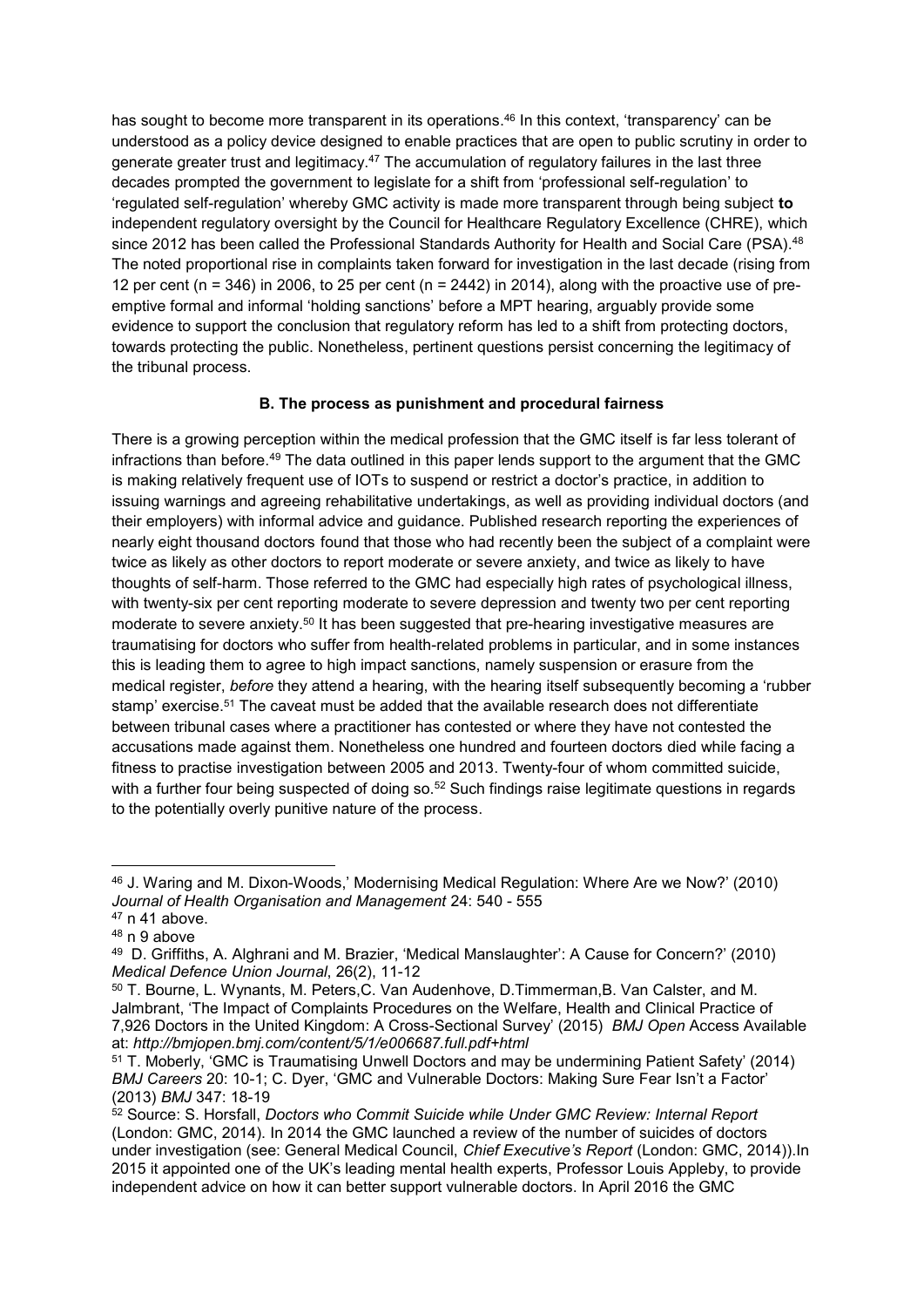has sought to become more transparent in its operations.[46] In this context, 'transparency' can be understood as a policy device designed to enable practices that are open to public scrutiny in order to generate greater trust and legitimacy.[47] The accumulation of regulatory failures in the last three decades prompted the government to legislate for a shift from 'professional self-regulation' to 'regulated self-regulation' whereby GMC activity is made more transparent through being subject **to** independent regulatory oversight by the Council for Healthcare Regulatory Excellence (CHRE), which since 2012 has been called the Professional Standards Authority for Health and Social Care (PSA).[48] The noted proportional rise in complaints taken forward for investigation in the last decade (rising from 12 per cent (n = 346) in 2006, to 25 per cent (n = 2442) in 2014), along with the proactive use of pre-emptive formal and informal 'holding sanctions' before a MPT hearing, arguably provide some evidence to support the conclusion that regulatory reform has led to a shift from protecting doctors, towards protecting the public. Nonetheless, pertinent questions persist concerning the legitimacy of the tribunal process.

### B. The process as punishment and procedural fairness

There is a growing perception within the medical profession that the GMC itself is far less tolerant of infractions than before.[49] The data outlined in this paper lends support to the argument that the GMC is making relatively frequent use of IOTs to suspend or restrict a doctor's practice, in addition to issuing warnings and agreeing rehabilitative undertakings, as well as providing individual doctors (and their employers) with informal advice and guidance. Published research reporting the experiences of nearly eight thousand doctors found that those who had recently been the subject of a complaint were twice as likely as other doctors to report moderate or severe anxiety, and twice as likely to have thoughts of self-harm. Those referred to the GMC had especially high rates of psychological illness, with twenty-six per cent reporting moderate to severe depression and twenty two per cent reporting moderate to severe anxiety.[50] It has been suggested that pre-hearing investigative measures are traumatising for doctors who suffer from health-related problems in particular, and in some instances this is leading them to agree to high impact sanctions, namely suspension or erasure from the medical register, *before* they attend a hearing, with the hearing itself subsequently becoming a 'rubber stamp' exercise.[51] The caveat must be added that the available research does not differentiate between tribunal cases where a practitioner has contested or where they have not contested the accusations made against them. Nonetheless one hundred and fourteen doctors died while facing a fitness to practise investigation between 2005 and 2013. Twenty-four of whom committed suicide, with a further four being suspected of doing so.[52] Such findings raise legitimate questions in regards to the potentially overly punitive nature of the process.

---

[46] J. Waring and M. Dixon-Woods,' Modernising Medical Regulation: Where Are we Now?' (2010) *Journal of Health Organisation and Management* 24: 540 - 555

[47] n 41 above.

[48] n 9 above

[49] D. Griffiths, A. Alghrani and M. Brazier, 'Medical Manslaughter': A Cause for Concern?' (2010) *Medical Defence Union Journal*, 26(2), 11-12

[50] T. Bourne, L. Wynants, M. Peters,C. Van Audenhove, D.Timmerman,B. Van Calster, and M. Jalmbrant, 'The Impact of Complaints Procedures on the Welfare, Health and Clinical Practice of 7,926 Doctors in the United Kingdom: A Cross-Sectional Survey' (2015) *BMJ Open* Access Available at: *http://bmjopen.bmj.com/content/5/1/e006687.full.pdf+html*

[51] T. Moberly, 'GMC is Traumatising Unwell Doctors and may be undermining Patient Safety' (2014) *BMJ Careers* 20: 10-1; C. Dyer, 'GMC and Vulnerable Doctors: Making Sure Fear Isn't a Factor' (2013) *BMJ* 347: 18-19

[52] Source: S. Horsfall, *Doctors who Commit Suicide while Under GMC Review: Internal Report* (London: GMC, 2014). In 2014 the GMC launched a review of the number of suicides of doctors under investigation (see: General Medical Council, *Chief Executive's Report* (London: GMC, 2014)).In 2015 it appointed one of the UK's leading mental health experts, Professor Louis Appleby, to provide independent advice on how it can better support vulnerable doctors. In April 2016 the GMC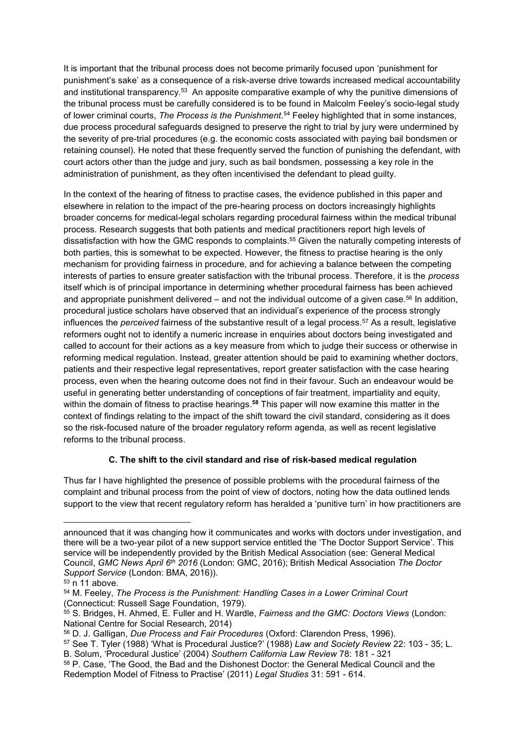It is important that the tribunal process does not become primarily focused upon 'punishment for punishment's sake' as a consequence of a risk-averse drive towards increased medical accountability and institutional transparency.[53] An apposite comparative example of why the punitive dimensions of the tribunal process must be carefully considered is to be found in Malcolm Feeley's socio-legal study of lower criminal courts, *The Process is the Punishment*.[54] Feeley highlighted that in some instances, due process procedural safeguards designed to preserve the right to trial by jury were undermined by the severity of pre-trial procedures (e.g. the economic costs associated with paying bail bondsmen or retaining counsel). He noted that these frequently served the function of punishing the defendant, with court actors other than the judge and jury, such as bail bondsmen, possessing a key role in the administration of punishment, as they often incentivised the defendant to plead guilty.

In the context of the hearing of fitness to practise cases, the evidence published in this paper and elsewhere in relation to the impact of the pre-hearing process on doctors increasingly highlights broader concerns for medical-legal scholars regarding procedural fairness within the medical tribunal process. Research suggests that both patients and medical practitioners report high levels of dissatisfaction with how the GMC responds to complaints.[55] Given the naturally competing interests of both parties, this is somewhat to be expected. However, the fitness to practise hearing is the only mechanism for providing fairness in procedure, and for achieving a balance between the competing interests of parties to ensure greater satisfaction with the tribunal process. Therefore, it is the *process* itself which is of principal importance in determining whether procedural fairness has been achieved and appropriate punishment delivered – and not the individual outcome of a given case.[56] In addition, procedural justice scholars have observed that an individual's experience of the process strongly influences the *perceived* fairness of the substantive result of a legal process.[57] As a result, legislative reformers ought not to identify a numeric increase in enquiries about doctors being investigated and called to account for their actions as a key measure from which to judge their success or otherwise in reforming medical regulation. Instead, greater attention should be paid to examining whether doctors, patients and their respective legal representatives, report greater satisfaction with the case hearing process, even when the hearing outcome does not find in their favour. Such an endeavour would be useful in generating better understanding of conceptions of fair treatment, impartiality and equity, within the domain of fitness to practise hearings.[58] This paper will now examine this matter in the context of findings relating to the impact of the shift toward the civil standard, considering as it does so the risk-focused nature of the broader regulatory reform agenda, as well as recent legislative reforms to the tribunal process.

### C. The shift to the civil standard and rise of risk-based medical regulation

Thus far I have highlighted the presence of possible problems with the procedural fairness of the complaint and tribunal process from the point of view of doctors, noting how the data outlined lends support to the view that recent regulatory reform has heralded a 'punitive turn' in how practitioners are

---

announced that it was changing how it communicates and works with doctors under investigation, and there will be a two-year pilot of a new support service entitled the 'The Doctor Support Service'. This service will be independently provided by the British Medical Association (see: General Medical Council, *GMC News April 6th 2016* (London: GMC, 2016); British Medical Association *The Doctor Support Service* (London: BMA, 2016)).

[53] n 11 above.

[54] M. Feeley, *The Process is the Punishment: Handling Cases in a Lower Criminal Court* (Connecticut: Russell Sage Foundation, 1979).

[55] S. Bridges, H. Ahmed, E. Fuller and H. Wardle, *Fairness and the GMC: Doctors Views* (London: National Centre for Social Research, 2014)

[56] D. J. Galligan, *Due Process and Fair Procedures* (Oxford: Clarendon Press, 1996).

[57] See T. Tyler (1988) 'What is Procedural Justice?' (1988) *Law and Society Review* 22: 103 - 35; L. B. Solum, 'Procedural Justice' (2004) *Southern California Law Review* 78: 181 - 321

[58] P. Case, 'The Good, the Bad and the Dishonest Doctor: the General Medical Council and the Redemption Model of Fitness to Practise' (2011) *Legal Studies* 31: 591 - 614.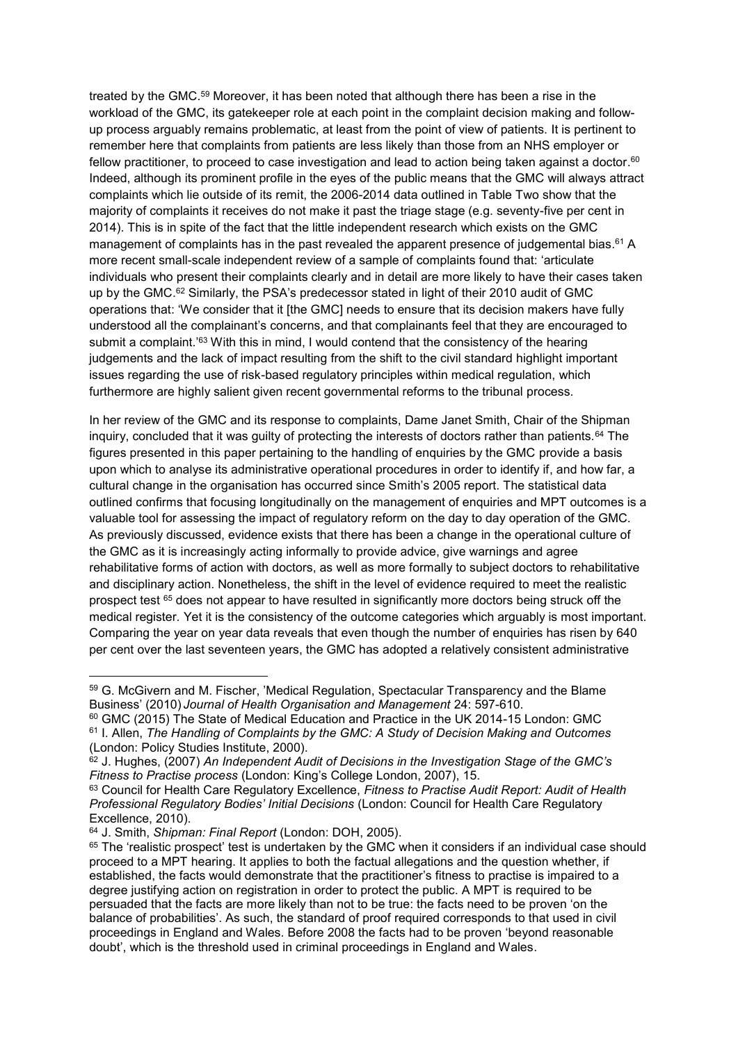treated by the GMC.[59] Moreover, it has been noted that although there has been a rise in the workload of the GMC, its gatekeeper role at each point in the complaint decision making and follow-up process arguably remains problematic, at least from the point of view of patients. It is pertinent to remember here that complaints from patients are less likely than those from an NHS employer or fellow practitioner, to proceed to case investigation and lead to action being taken against a doctor.[60] Indeed, although its prominent profile in the eyes of the public means that the GMC will always attract complaints which lie outside of its remit, the 2006-2014 data outlined in Table Two show that the majority of complaints it receives do not make it past the triage stage (e.g. seventy-five per cent in 2014). This is in spite of the fact that the little independent research which exists on the GMC management of complaints has in the past revealed the apparent presence of judgemental bias.[61] A more recent small-scale independent review of a sample of complaints found that: 'articulate individuals who present their complaints clearly and in detail are more likely to have their cases taken up by the GMC.[62] Similarly, the PSA's predecessor stated in light of their 2010 audit of GMC operations that: 'We consider that it [the GMC] needs to ensure that its decision makers have fully understood all the complainant's concerns, and that complainants feel that they are encouraged to submit a complaint.'[63] With this in mind, I would contend that the consistency of the hearing judgements and the lack of impact resulting from the shift to the civil standard highlight important issues regarding the use of risk-based regulatory principles within medical regulation, which furthermore are highly salient given recent governmental reforms to the tribunal process.

In her review of the GMC and its response to complaints, Dame Janet Smith, Chair of the Shipman inquiry, concluded that it was guilty of protecting the interests of doctors rather than patients.[64] The figures presented in this paper pertaining to the handling of enquiries by the GMC provide a basis upon which to analyse its administrative operational procedures in order to identify if, and how far, a cultural change in the organisation has occurred since Smith's 2005 report. The statistical data outlined confirms that focusing longitudinally on the management of enquiries and MPT outcomes is a valuable tool for assessing the impact of regulatory reform on the day to day operation of the GMC. As previously discussed, evidence exists that there has been a change in the operational culture of the GMC as it is increasingly acting informally to provide advice, give warnings and agree rehabilitative forms of action with doctors, as well as more formally to subject doctors to rehabilitative and disciplinary action. Nonetheless, the shift in the level of evidence required to meet the realistic prospect test [65] does not appear to have resulted in significantly more doctors being struck off the medical register. Yet it is the consistency of the outcome categories which arguably is most important. Comparing the year on year data reveals that even though the number of enquiries has risen by 640 per cent over the last seventeen years, the GMC has adopted a relatively consistent administrative

---

[59] G. McGivern and M. Fischer, 'Medical Regulation, Spectacular Transparency and the Blame Business' (2010) *Journal of Health Organisation and Management* 24: 597-610.

[60] GMC (2015) The State of Medical Education and Practice in the UK 2014-15 London: GMC

[61] I. Allen, *The Handling of Complaints by the GMC: A Study of Decision Making and Outcomes* (London: Policy Studies Institute, 2000).

[62] J. Hughes, (2007) *An Independent Audit of Decisions in the Investigation Stage of the GMC's Fitness to Practise process* (London: King's College London, 2007), 15.

[63] Council for Health Care Regulatory Excellence, *Fitness to Practise Audit Report: Audit of Health Professional Regulatory Bodies' Initial Decisions* (London: Council for Health Care Regulatory Excellence, 2010).

[64] J. Smith, *Shipman: Final Report* (London: DOH, 2005).

[65] The 'realistic prospect' test is undertaken by the GMC when it considers if an individual case should proceed to a MPT hearing. It applies to both the factual allegations and the question whether, if established, the facts would demonstrate that the practitioner's fitness to practise is impaired to a degree justifying action on registration in order to protect the public. A MPT is required to be persuaded that the facts are more likely than not to be true: the facts need to be proven 'on the balance of probabilities'. As such, the standard of proof required corresponds to that used in civil proceedings in England and Wales. Before 2008 the facts had to be proven 'beyond reasonable doubt', which is the threshold used in criminal proceedings in England and Wales.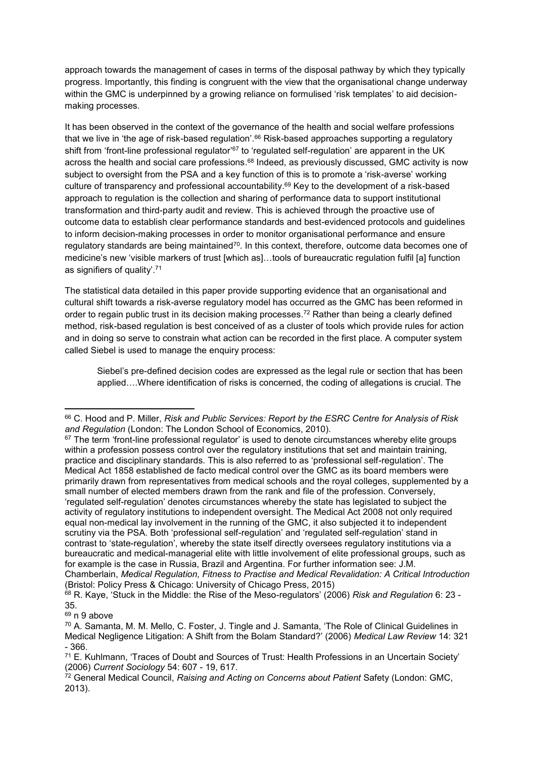approach towards the management of cases in terms of the disposal pathway by which they typically progress. Importantly, this finding is congruent with the view that the organisational change underway within the GMC is underpinned by a growing reliance on formulised 'risk templates' to aid decision-making processes.

It has been observed in the context of the governance of the health and social welfare professions that we live in 'the age of risk-based regulation'.[66] Risk-based approaches supporting a regulatory shift from 'front-line professional regulator'[67] to 'regulated self-regulation' are apparent in the UK across the health and social care professions.[68] Indeed, as previously discussed, GMC activity is now subject to oversight from the PSA and a key function of this is to promote a 'risk-averse' working culture of transparency and professional accountability.[69] Key to the development of a risk-based approach to regulation is the collection and sharing of performance data to support institutional transformation and third-party audit and review. This is achieved through the proactive use of outcome data to establish clear performance standards and best-evidenced protocols and guidelines to inform decision-making processes in order to monitor organisational performance and ensure regulatory standards are being maintained[70]. In this context, therefore, outcome data becomes one of medicine's new 'visible markers of trust [which as]…tools of bureaucratic regulation fulfil [a] function as signifiers of quality'.[71]

The statistical data detailed in this paper provide supporting evidence that an organisational and cultural shift towards a risk-averse regulatory model has occurred as the GMC has been reformed in order to regain public trust in its decision making processes.[72] Rather than being a clearly defined method, risk-based regulation is best conceived of as a cluster of tools which provide rules for action and in doing so serve to constrain what action can be recorded in the first place. A computer system called Siebel is used to manage the enquiry process:

> Siebel's pre-defined decision codes are expressed as the legal rule or section that has been applied….Where identification of risks is concerned, the coding of allegations is crucial. The

---

[66] C. Hood and P. Miller, *Risk and Public Services: Report by the ESRC Centre for Analysis of Risk and Regulation* (London: The London School of Economics, 2010).

[67] The term 'front-line professional regulator' is used to denote circumstances whereby elite groups within a profession possess control over the regulatory institutions that set and maintain training, practice and disciplinary standards. This is also referred to as 'professional self-regulation'. The Medical Act 1858 established de facto medical control over the GMC as its board members were primarily drawn from representatives from medical schools and the royal colleges, supplemented by a small number of elected members drawn from the rank and file of the profession. Conversely, 'regulated self-regulation' denotes circumstances whereby the state has legislated to subject the activity of regulatory institutions to independent oversight. The Medical Act 2008 not only required equal non-medical lay involvement in the running of the GMC, it also subjected it to independent scrutiny via the PSA. Both 'professional self-regulation' and 'regulated self-regulation' stand in contrast to 'state-regulation', whereby the state itself directly oversees regulatory institutions via a bureaucratic and medical-managerial elite with little involvement of elite professional groups, such as for example is the case in Russia, Brazil and Argentina. For further information see: J.M. Chamberlain, *Medical Regulation, Fitness to Practise and Medical Revalidation: A Critical Introduction* (Bristol: Policy Press & Chicago: University of Chicago Press, 2015)

[68] R. Kaye, 'Stuck in the Middle: the Rise of the Meso-regulators' (2006) *Risk and Regulation* 6: 23 - 35.

[69] n 9 above

[70] A. Samanta, M. M. Mello, C. Foster, J. Tingle and J. Samanta, 'The Role of Clinical Guidelines in Medical Negligence Litigation: A Shift from the Bolam Standard?' (2006) *Medical Law Review* 14: 321 - 366.

[71] E. Kuhlmann, 'Traces of Doubt and Sources of Trust: Health Professions in an Uncertain Society' (2006) *Current Sociology* 54: 607 - 19, 617.

[72] General Medical Council, *Raising and Acting on Concerns about Patient* Safety (London: GMC, 2013).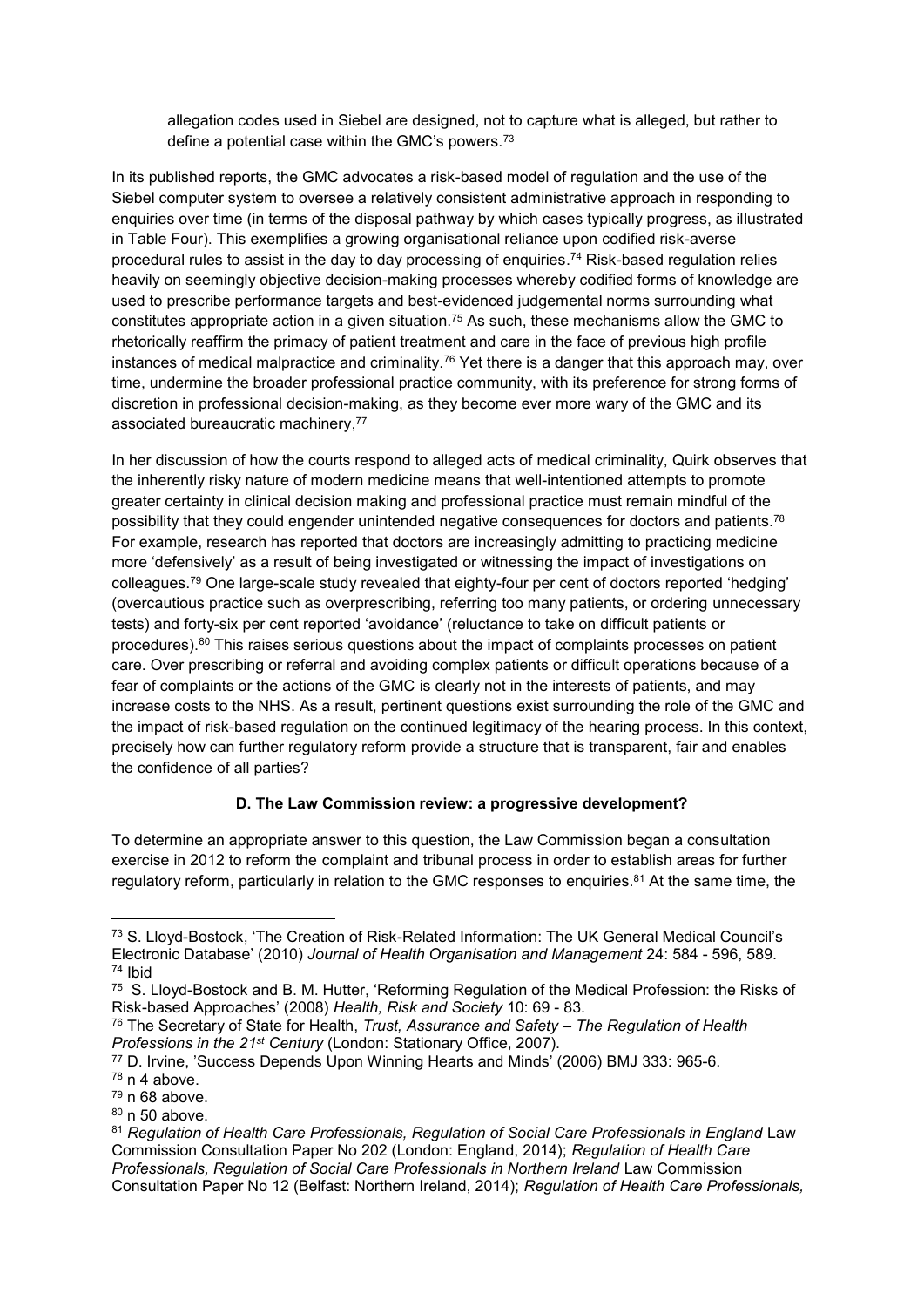allegation codes used in Siebel are designed, not to capture what is alleged, but rather to define a potential case within the GMC's powers.[73]

In its published reports, the GMC advocates a risk-based model of regulation and the use of the Siebel computer system to oversee a relatively consistent administrative approach in responding to enquiries over time (in terms of the disposal pathway by which cases typically progress, as illustrated in Table Four). This exemplifies a growing organisational reliance upon codified risk-averse procedural rules to assist in the day to day processing of enquiries.[74] Risk-based regulation relies heavily on seemingly objective decision-making processes whereby codified forms of knowledge are used to prescribe performance targets and best-evidenced judgemental norms surrounding what constitutes appropriate action in a given situation.[75] As such, these mechanisms allow the GMC to rhetorically reaffirm the primacy of patient treatment and care in the face of previous high profile instances of medical malpractice and criminality.[76] Yet there is a danger that this approach may, over time, undermine the broader professional practice community, with its preference for strong forms of discretion in professional decision-making, as they become ever more wary of the GMC and its associated bureaucratic machinery,[77]

In her discussion of how the courts respond to alleged acts of medical criminality, Quirk observes that the inherently risky nature of modern medicine means that well-intentioned attempts to promote greater certainty in clinical decision making and professional practice must remain mindful of the possibility that they could engender unintended negative consequences for doctors and patients.[78] For example, research has reported that doctors are increasingly admitting to practicing medicine more 'defensively' as a result of being investigated or witnessing the impact of investigations on colleagues.[79] One large-scale study revealed that eighty-four per cent of doctors reported 'hedging' (overcautious practice such as overprescribing, referring too many patients, or ordering unnecessary tests) and forty-six per cent reported 'avoidance' (reluctance to take on difficult patients or procedures).[80] This raises serious questions about the impact of complaints processes on patient care. Over prescribing or referral and avoiding complex patients or difficult operations because of a fear of complaints or the actions of the GMC is clearly not in the interests of patients, and may increase costs to the NHS. As a result, pertinent questions exist surrounding the role of the GMC and the impact of risk-based regulation on the continued legitimacy of the hearing process. In this context, precisely how can further regulatory reform provide a structure that is transparent, fair and enables the confidence of all parties?

**D. The Law Commission review: a progressive development?**

To determine an appropriate answer to this question, the Law Commission began a consultation exercise in 2012 to reform the complaint and tribunal process in order to establish areas for further regulatory reform, particularly in relation to the GMC responses to enquiries.[81] At the same time, the

---

[73] S. Lloyd-Bostock, 'The Creation of Risk-Related Information: The UK General Medical Council's Electronic Database' (2010) *Journal of Health Organisation and Management* 24: 584 - 596, 589.
[74] Ibid
[75] S. Lloyd-Bostock and B. M. Hutter, 'Reforming Regulation of the Medical Profession: the Risks of Risk-based Approaches' (2008) *Health, Risk and Society* 10: 69 - 83.
[76] The Secretary of State for Health, *Trust, Assurance and Safety – The Regulation of Health Professions in the 21st Century* (London: Stationary Office, 2007).
[77] D. Irvine, 'Success Depends Upon Winning Hearts and Minds' (2006) BMJ 333: 965-6.
[78] n 4 above.
[79] n 68 above.
[80] n 50 above.
[81] *Regulation of Health Care Professionals, Regulation of Social Care Professionals in England* Law Commission Consultation Paper No 202 (London: England, 2014); *Regulation of Health Care Professionals, Regulation of Social Care Professionals in Northern Ireland* Law Commission Consultation Paper No 12 (Belfast: Northern Ireland, 2014); *Regulation of Health Care Professionals,*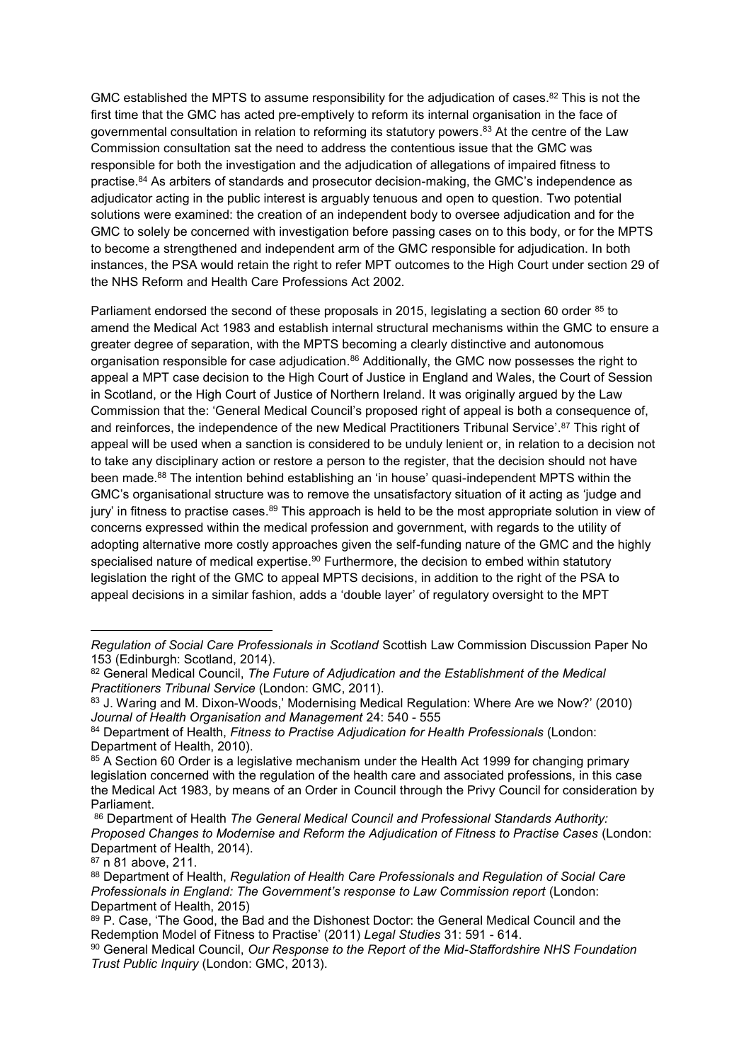GMC established the MPTS to assume responsibility for the adjudication of cases.[82] This is not the first time that the GMC has acted pre-emptively to reform its internal organisation in the face of governmental consultation in relation to reforming its statutory powers.[83] At the centre of the Law Commission consultation sat the need to address the contentious issue that the GMC was responsible for both the investigation and the adjudication of allegations of impaired fitness to practise.[84] As arbiters of standards and prosecutor decision-making, the GMC's independence as adjudicator acting in the public interest is arguably tenuous and open to question. Two potential solutions were examined: the creation of an independent body to oversee adjudication and for the GMC to solely be concerned with investigation before passing cases on to this body, or for the MPTS to become a strengthened and independent arm of the GMC responsible for adjudication. In both instances, the PSA would retain the right to refer MPT outcomes to the High Court under section 29 of the NHS Reform and Health Care Professions Act 2002.

Parliament endorsed the second of these proposals in 2015, legislating a section 60 order [85] to amend the Medical Act 1983 and establish internal structural mechanisms within the GMC to ensure a greater degree of separation, with the MPTS becoming a clearly distinctive and autonomous organisation responsible for case adjudication.[86] Additionally, the GMC now possesses the right to appeal a MPT case decision to the High Court of Justice in England and Wales, the Court of Session in Scotland, or the High Court of Justice of Northern Ireland. It was originally argued by the Law Commission that the: 'General Medical Council's proposed right of appeal is both a consequence of, and reinforces, the independence of the new Medical Practitioners Tribunal Service'.[87] This right of appeal will be used when a sanction is considered to be unduly lenient or, in relation to a decision not to take any disciplinary action or restore a person to the register, that the decision should not have been made.[88] The intention behind establishing an 'in house' quasi-independent MPTS within the GMC's organisational structure was to remove the unsatisfactory situation of it acting as 'judge and jury' in fitness to practise cases.[89] This approach is held to be the most appropriate solution in view of concerns expressed within the medical profession and government, with regards to the utility of adopting alternative more costly approaches given the self-funding nature of the GMC and the highly specialised nature of medical expertise.[90] Furthermore, the decision to embed within statutory legislation the right of the GMC to appeal MPTS decisions, in addition to the right of the PSA to appeal decisions in a similar fashion, adds a 'double layer' of regulatory oversight to the MPT

---

*Regulation of Social Care Professionals in Scotland* Scottish Law Commission Discussion Paper No 153 (Edinburgh: Scotland, 2014).

[82] General Medical Council, *The Future of Adjudication and the Establishment of the Medical Practitioners Tribunal Service* (London: GMC, 2011).

[83] J. Waring and M. Dixon-Woods,' Modernising Medical Regulation: Where Are we Now?' (2010) *Journal of Health Organisation and Management* 24: 540 - 555

[84] Department of Health, *Fitness to Practise Adjudication for Health Professionals* (London: Department of Health, 2010).

[85] A Section 60 Order is a legislative mechanism under the Health Act 1999 for changing primary legislation concerned with the regulation of the health care and associated professions, in this case the Medical Act 1983, by means of an Order in Council through the Privy Council for consideration by Parliament.

[86] Department of Health *The General Medical Council and Professional Standards Authority: Proposed Changes to Modernise and Reform the Adjudication of Fitness to Practise Cases* (London: Department of Health, 2014).

[87] n 81 above, 211.

[88] Department of Health, *Regulation of Health Care Professionals and Regulation of Social Care Professionals in England: The Government's response to Law Commission report* (London: Department of Health, 2015)

[89] P. Case, 'The Good, the Bad and the Dishonest Doctor: the General Medical Council and the Redemption Model of Fitness to Practise' (2011) *Legal Studies* 31: 591 - 614.

[90] General Medical Council, *Our Response to the Report of the Mid-Staffordshire NHS Foundation Trust Public Inquiry* (London: GMC, 2013).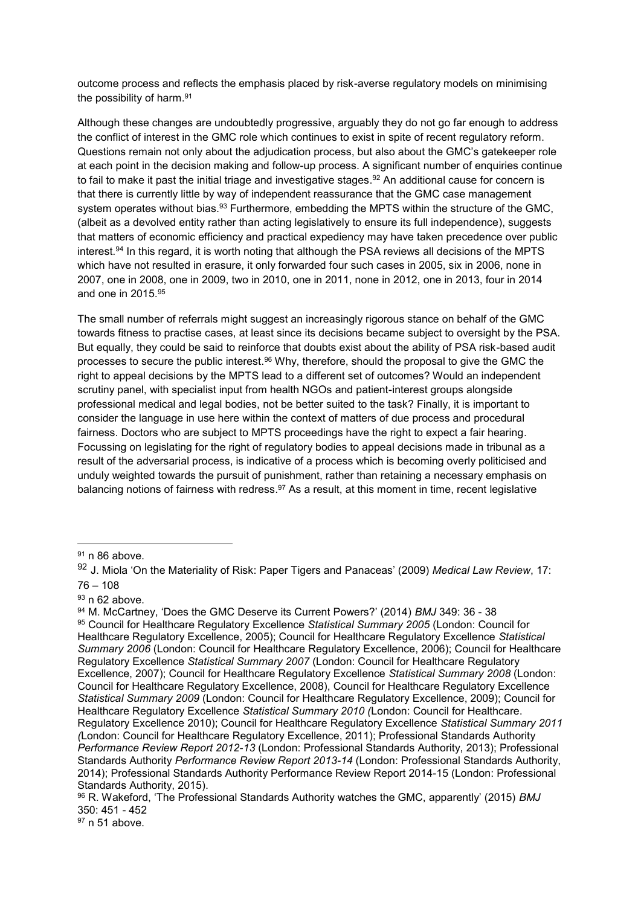outcome process and reflects the emphasis placed by risk-averse regulatory models on minimising the possibility of harm.[91]

Although these changes are undoubtedly progressive, arguably they do not go far enough to address the conflict of interest in the GMC role which continues to exist in spite of recent regulatory reform. Questions remain not only about the adjudication process, but also about the GMC's gatekeeper role at each point in the decision making and follow-up process. A significant number of enquiries continue to fail to make it past the initial triage and investigative stages.[92] An additional cause for concern is that there is currently little by way of independent reassurance that the GMC case management system operates without bias.[93] Furthermore, embedding the MPTS within the structure of the GMC, (albeit as a devolved entity rather than acting legislatively to ensure its full independence), suggests that matters of economic efficiency and practical expediency may have taken precedence over public interest.[94] In this regard, it is worth noting that although the PSA reviews all decisions of the MPTS which have not resulted in erasure, it only forwarded four such cases in 2005, six in 2006, none in 2007, one in 2008, one in 2009, two in 2010, one in 2011, none in 2012, one in 2013, four in 2014 and one in 2015.[95]

The small number of referrals might suggest an increasingly rigorous stance on behalf of the GMC towards fitness to practise cases, at least since its decisions became subject to oversight by the PSA. But equally, they could be said to reinforce that doubts exist about the ability of PSA risk-based audit processes to secure the public interest.[96] Why, therefore, should the proposal to give the GMC the right to appeal decisions by the MPTS lead to a different set of outcomes? Would an independent scrutiny panel, with specialist input from health NGOs and patient-interest groups alongside professional medical and legal bodies, not be better suited to the task? Finally, it is important to consider the language in use here within the context of matters of due process and procedural fairness. Doctors who are subject to MPTS proceedings have the right to expect a fair hearing. Focussing on legislating for the right of regulatory bodies to appeal decisions made in tribunal as a result of the adversarial process, is indicative of a process which is becoming overly politicised and unduly weighted towards the pursuit of punishment, rather than retaining a necessary emphasis on balancing notions of fairness with redress.[97] As a result, at this moment in time, recent legislative

---

[91] n 86 above.

[92] J. Miola 'On the Materiality of Risk: Paper Tigers and Panaceas' (2009) *Medical Law Review*, 17: 76 – 108

[93] n 62 above.

[94] M. McCartney, 'Does the GMC Deserve its Current Powers?' (2014) *BMJ* 349: 36 - 38

[95] Council for Healthcare Regulatory Excellence *Statistical Summary 2005* (London: Council for Healthcare Regulatory Excellence, 2005); Council for Healthcare Regulatory Excellence *Statistical Summary 2006* (London: Council for Healthcare Regulatory Excellence, 2006); Council for Healthcare Regulatory Excellence *Statistical Summary 2007* (London: Council for Healthcare Regulatory Excellence, 2007); Council for Healthcare Regulatory Excellence *Statistical Summary 2008* (London: Council for Healthcare Regulatory Excellence, 2008), Council for Healthcare Regulatory Excellence *Statistical Summary 2009* (London: Council for Healthcare Regulatory Excellence, 2009); Council for Healthcare Regulatory Excellence *Statistical Summary 2010 (*London: Council for Healthcare. Regulatory Excellence 2010); Council for Healthcare Regulatory Excellence *Statistical Summary 2011 (*London: Council for Healthcare Regulatory Excellence, 2011); Professional Standards Authority *Performance Review Report 2012-13* (London: Professional Standards Authority, 2013); Professional Standards Authority *Performance Review Report 2013-14* (London: Professional Standards Authority, 2014); Professional Standards Authority Performance Review Report 2014-15 (London: Professional Standards Authority, 2015).

[96] R. Wakeford, 'The Professional Standards Authority watches the GMC, apparently' (2015) *BMJ* 350: 451 - 452

[97] n 51 above.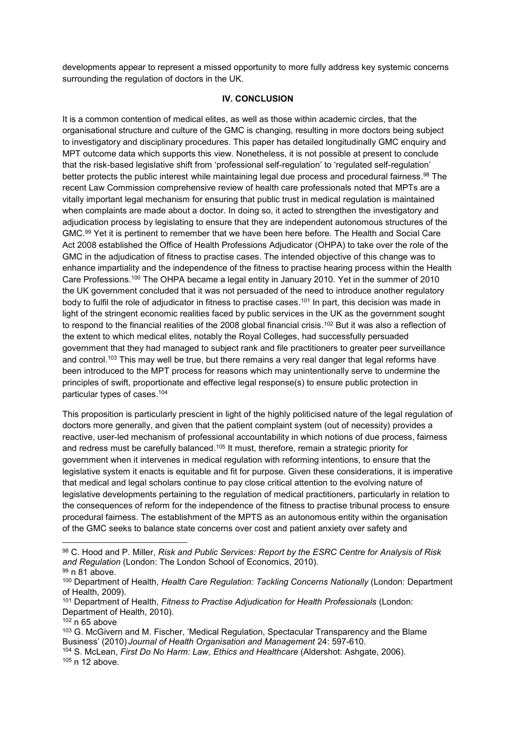developments appear to represent a missed opportunity to more fully address key systemic concerns surrounding the regulation of doctors in the UK.

## IV. CONCLUSION

It is a common contention of medical elites, as well as those within academic circles, that the organisational structure and culture of the GMC is changing, resulting in more doctors being subject to investigatory and disciplinary procedures. This paper has detailed longitudinally GMC enquiry and MPT outcome data which supports this view. Nonetheless, it is not possible at present to conclude that the risk-based legislative shift from 'professional self-regulation' to 'regulated self-regulation' better protects the public interest while maintaining legal due process and procedural fairness.[98] The recent Law Commission comprehensive review of health care professionals noted that MPTs are a vitally important legal mechanism for ensuring that public trust in medical regulation is maintained when complaints are made about a doctor. In doing so, it acted to strengthen the investigatory and adjudication process by legislating to ensure that they are independent autonomous structures of the GMC.[99] Yet it is pertinent to remember that we have been here before. The Health and Social Care Act 2008 established the Office of Health Professions Adjudicator (OHPA) to take over the role of the GMC in the adjudication of fitness to practise cases. The intended objective of this change was to enhance impartiality and the independence of the fitness to practise hearing process within the Health Care Professions.[100] The OHPA became a legal entity in January 2010. Yet in the summer of 2010 the UK government concluded that it was not persuaded of the need to introduce another regulatory body to fulfil the role of adjudicator in fitness to practise cases.[101] In part, this decision was made in light of the stringent economic realities faced by public services in the UK as the government sought to respond to the financial realities of the 2008 global financial crisis.[102] But it was also a reflection of the extent to which medical elites, notably the Royal Colleges, had successfully persuaded government that they had managed to subject rank and file practitioners to greater peer surveillance and control.[103] This may well be true, but there remains a very real danger that legal reforms have been introduced to the MPT process for reasons which may unintentionally serve to undermine the principles of swift, proportionate and effective legal response(s) to ensure public protection in particular types of cases.[104]

This proposition is particularly prescient in light of the highly politicised nature of the legal regulation of doctors more generally, and given that the patient complaint system (out of necessity) provides a reactive, user-led mechanism of professional accountability in which notions of due process, fairness and redress must be carefully balanced.[105] It must, therefore, remain a strategic priority for government when it intervenes in medical regulation with reforming intentions, to ensure that the legislative system it enacts is equitable and fit for purpose. Given these considerations, it is imperative that medical and legal scholars continue to pay close critical attention to the evolving nature of legislative developments pertaining to the regulation of medical practitioners, particularly in relation to the consequences of reform for the independence of the fitness to practise tribunal process to ensure procedural fairness. The establishment of the MPTS as an autonomous entity within the organisation of the GMC seeks to balance state concerns over cost and patient anxiety over safety and

---

[98] C. Hood and P. Miller, *Risk and Public Services: Report by the ESRC Centre for Analysis of Risk and Regulation* (London: The London School of Economics, 2010).

[99] n 81 above.

[100] Department of Health, *Health Care Regulation: Tackling Concerns Nationally* (London: Department of Health, 2009).

[101] Department of Health, *Fitness to Practise Adjudication for Health Professionals* (London: Department of Health, 2010).

[102] n 65 above

[103] G. McGivern and M. Fischer, 'Medical Regulation, Spectacular Transparency and the Blame Business' (2010) *Journal of Health Organisation and Management* 24: 597-610.

[104] S. McLean, *First Do No Harm: Law, Ethics and Healthcare* (Aldershot: Ashgate, 2006).

[105] n 12 above.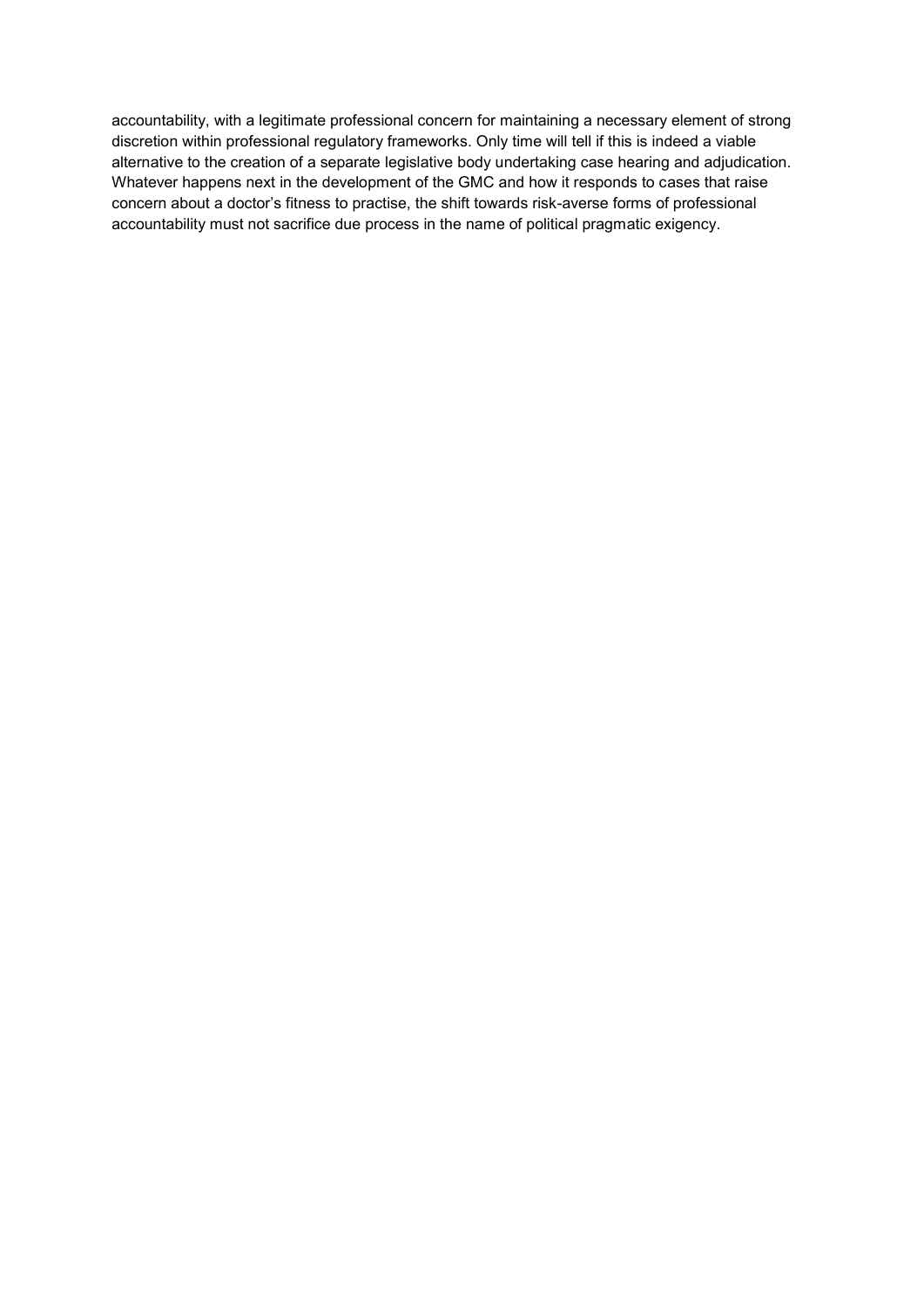accountability, with a legitimate professional concern for maintaining a necessary element of strong discretion within professional regulatory frameworks. Only time will tell if this is indeed a viable alternative to the creation of a separate legislative body undertaking case hearing and adjudication. Whatever happens next in the development of the GMC and how it responds to cases that raise concern about a doctor's fitness to practise, the shift towards risk-averse forms of professional accountability must not sacrifice due process in the name of political pragmatic exigency.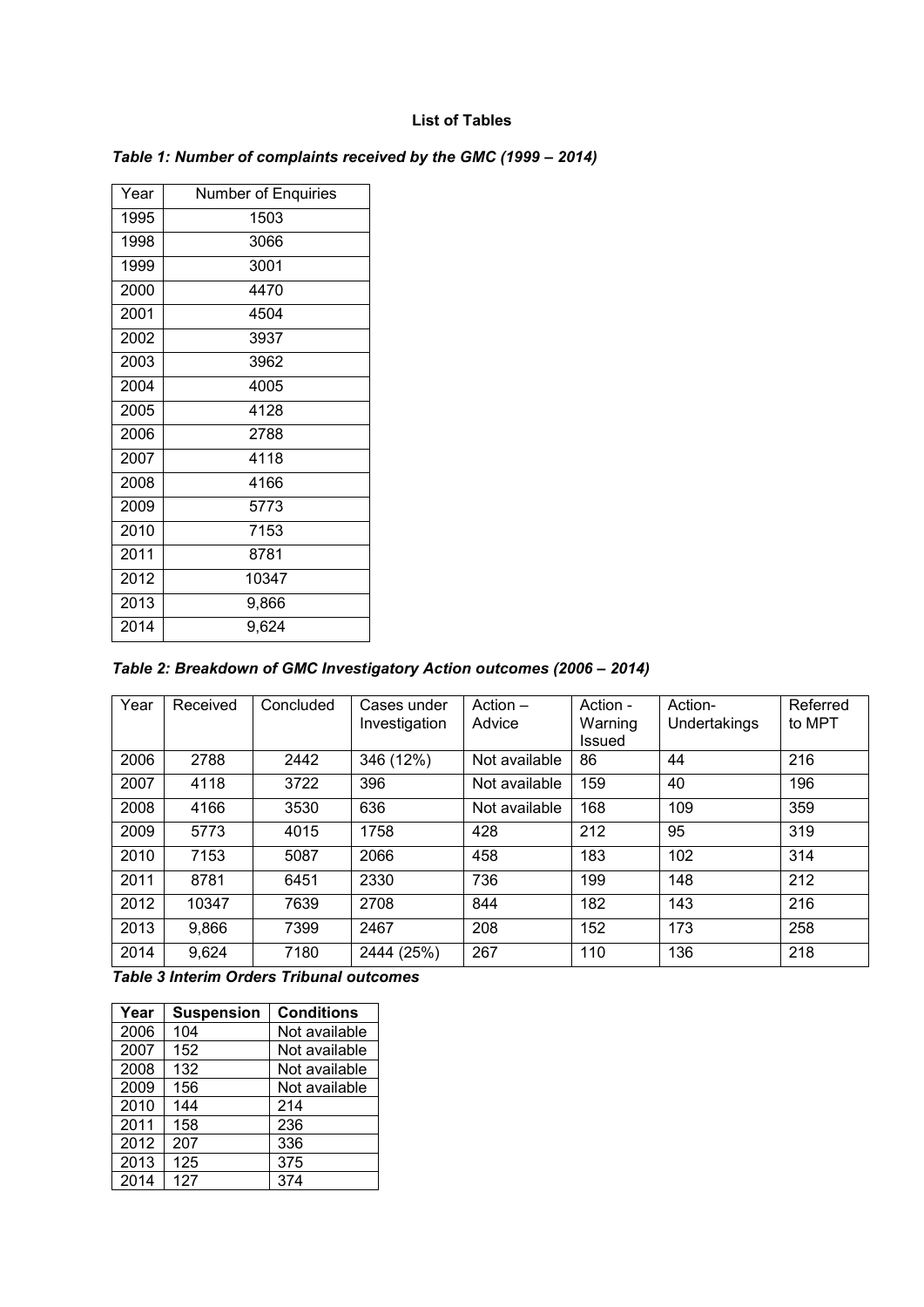**List of Tables**

***Table 1: Number of complaints received by the GMC (1999 – 2014)***

| Year | Number of Enquiries |
|---|---|
| 1995 | 1503 |
| 1998 | 3066 |
| 1999 | 3001 |
| 2000 | 4470 |
| 2001 | 4504 |
| 2002 | 3937 |
| 2003 | 3962 |
| 2004 | 4005 |
| 2005 | 4128 |
| 2006 | 2788 |
| 2007 | 4118 |
| 2008 | 4166 |
| 2009 | 5773 |
| 2010 | 7153 |
| 2011 | 8781 |
| 2012 | 10347 |
| 2013 | 9,866 |
| 2014 | 9,624 |

***Table 2: Breakdown of GMC Investigatory Action outcomes (2006 – 2014)***

| Year | Received | Concluded | Cases under Investigation | Action – Advice | Action - Warning Issued | Action- Undertakings | Referred to MPT |
|---|---|---|---|---|---|---|---|
| 2006 | 2788 | 2442 | 346 (12%) | Not available | 86 | 44 | 216 |
| 2007 | 4118 | 3722 | 396 | Not available | 159 | 40 | 196 |
| 2008 | 4166 | 3530 | 636 | Not available | 168 | 109 | 359 |
| 2009 | 5773 | 4015 | 1758 | 428 | 212 | 95 | 319 |
| 2010 | 7153 | 5087 | 2066 | 458 | 183 | 102 | 314 |
| 2011 | 8781 | 6451 | 2330 | 736 | 199 | 148 | 212 |
| 2012 | 10347 | 7639 | 2708 | 844 | 182 | 143 | 216 |
| 2013 | 9,866 | 7399 | 2467 | 208 | 152 | 173 | 258 |
| 2014 | 9,624 | 7180 | 2444 (25%) | 267 | 110 | 136 | 218 |

***Table 3 Interim Orders Tribunal outcomes***

| Year | Suspension | Conditions |
|---|---|---|
| 2006 | 104 | Not available |
| 2007 | 152 | Not available |
| 2008 | 132 | Not available |
| 2009 | 156 | Not available |
| 2010 | 144 | 214 |
| 2011 | 158 | 236 |
| 2012 | 207 | 336 |
| 2013 | 125 | 375 |
| 2014 | 127 | 374 |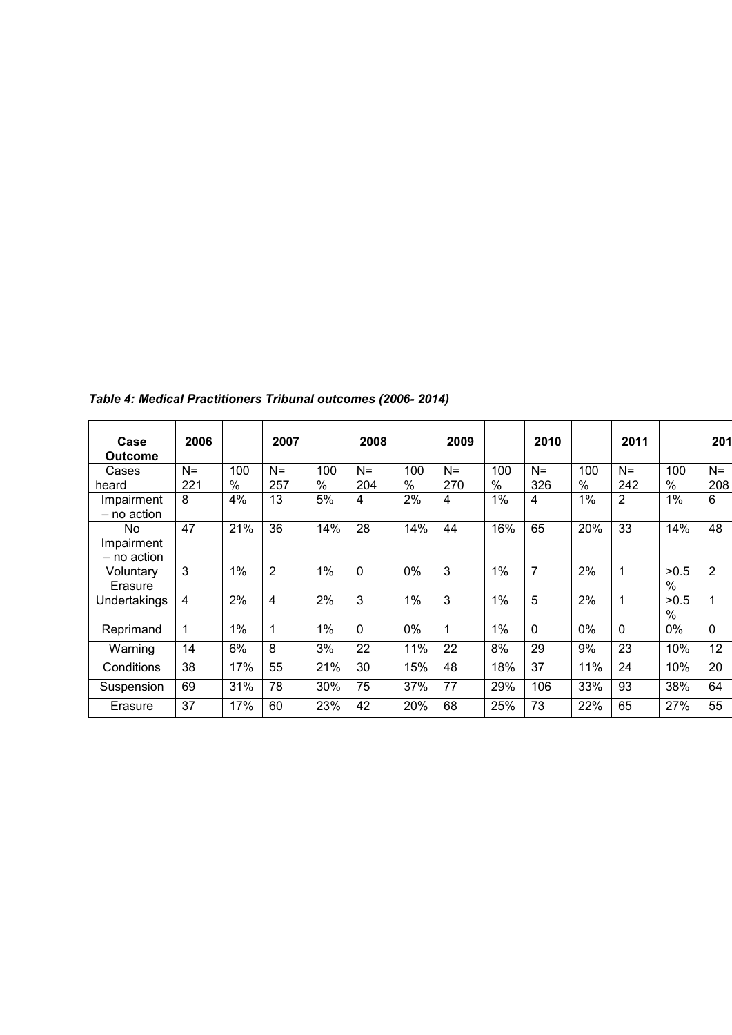*Table 4: Medical Practitioners Tribunal outcomes (2006- 2014)*

| Case Outcome | 2006 | | 2007 | | 2008 | | 2009 | | 2010 | | 2011 | | 201 |
|---|---|---|---|---|---|---|---|---|---|---|---|---|---|
| Cases heard | N= 221 | 100 % | N= 257 | 100 % | N= 204 | 100 % | N= 270 | 100 % | N= 326 | 100 % | N= 242 | 100 % | N= 208 |
| Impairment – no action | 8 | 4% | 13 | 5% | 4 | 2% | 4 | 1% | 4 | 1% | 2 | 1% | 6 |
| No Impairment – no action | 47 | 21% | 36 | 14% | 28 | 14% | 44 | 16% | 65 | 20% | 33 | 14% | 48 |
| Voluntary Erasure | 3 | 1% | 2 | 1% | 0 | 0% | 3 | 1% | 7 | 2% | 1 | >0.5 % | 2 |
| Undertakings | 4 | 2% | 4 | 2% | 3 | 1% | 3 | 1% | 5 | 2% | 1 | >0.5 % | 1 |
| Reprimand | 1 | 1% | 1 | 1% | 0 | 0% | 1 | 1% | 0 | 0% | 0 | 0% | 0 |
| Warning | 14 | 6% | 8 | 3% | 22 | 11% | 22 | 8% | 29 | 9% | 23 | 10% | 12 |
| Conditions | 38 | 17% | 55 | 21% | 30 | 15% | 48 | 18% | 37 | 11% | 24 | 10% | 20 |
| Suspension | 69 | 31% | 78 | 30% | 75 | 37% | 77 | 29% | 106 | 33% | 93 | 38% | 64 |
| Erasure | 37 | 17% | 60 | 23% | 42 | 20% | 68 | 25% | 73 | 22% | 65 | 27% | 55 |